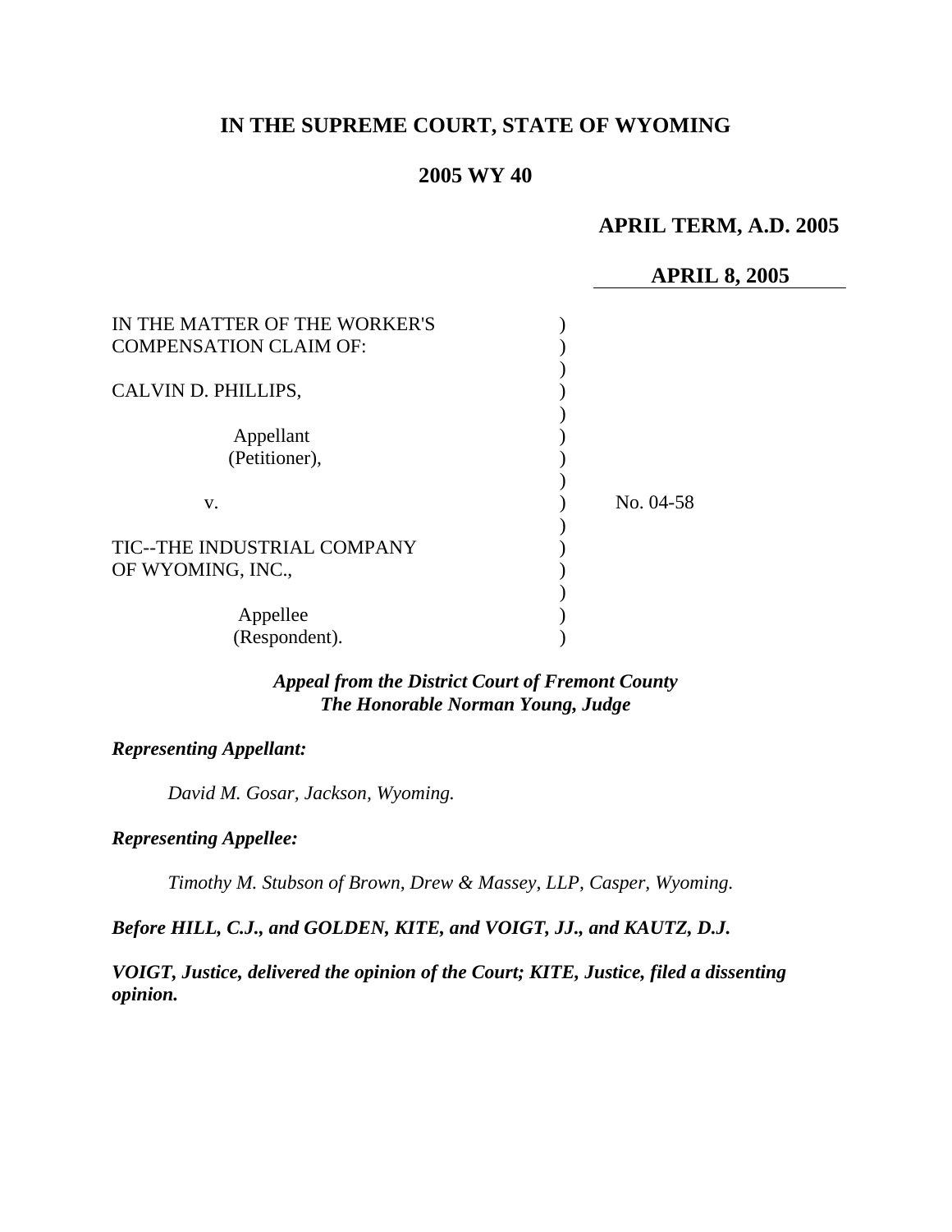# IN THE SUPREME COURT, STATE OF WYOMING

## 2005 WY 40

**APRIL TERM, A.D. 2005**

**APRIL 8, 2005**

| | | |
|---|---|---|
| IN THE MATTER OF THE WORKER'S COMPENSATION CLAIM OF: | ) | |
| CALVIN D. PHILLIPS, | ) | |
| Appellant (Petitioner), | ) | |
| v. | ) | No. 04-58 |
| TIC--THE INDUSTRIAL COMPANY OF WYOMING, INC., | ) | |
| Appellee (Respondent). | ) | |

***Appeal from the District Court of Fremont County***
***The Honorable Norman Young, Judge***

***Representing Appellant:***

*David M. Gosar, Jackson, Wyoming.*

***Representing Appellee:***

*Timothy M. Stubson of Brown, Drew & Massey, LLP, Casper, Wyoming.*

***Before HILL, C.J., and GOLDEN, KITE, and VOIGT, JJ., and KAUTZ, D.J.***

***VOIGT, Justice, delivered the opinion of the Court; KITE, Justice, filed a dissenting opinion.***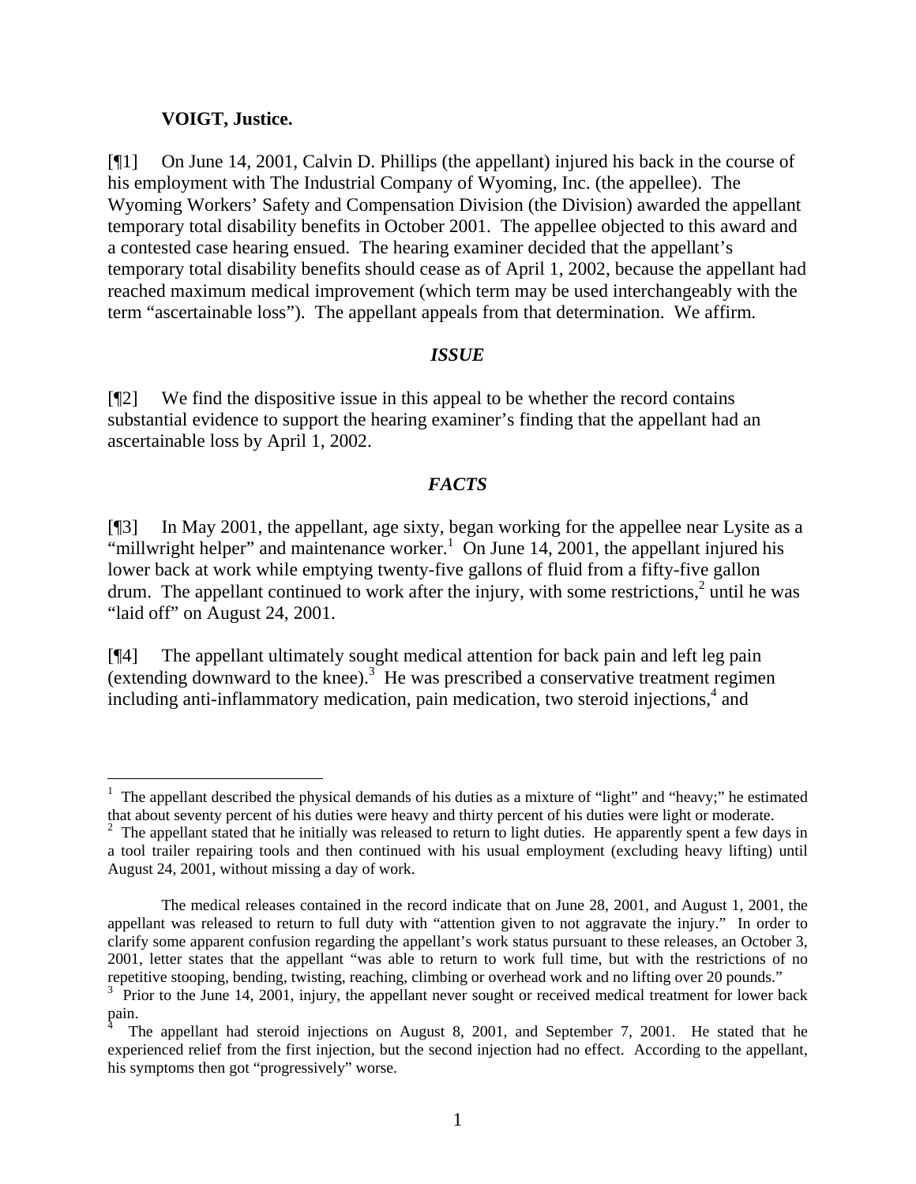**VOIGT, Justice.**

[¶1] On June 14, 2001, Calvin D. Phillips (the appellant) injured his back in the course of his employment with The Industrial Company of Wyoming, Inc. (the appellee). The Wyoming Workers' Safety and Compensation Division (the Division) awarded the appellant temporary total disability benefits in October 2001. The appellee objected to this award and a contested case hearing ensued. The hearing examiner decided that the appellant's temporary total disability benefits should cease as of April 1, 2002, because the appellant had reached maximum medical improvement (which term may be used interchangeably with the term "ascertainable loss"). The appellant appeals from that determination. We affirm.

### *ISSUE*

[¶2] We find the dispositive issue in this appeal to be whether the record contains substantial evidence to support the hearing examiner's finding that the appellant had an ascertainable loss by April 1, 2002.

### *FACTS*

[¶3] In May 2001, the appellant, age sixty, began working for the appellee near Lysite as a "millwright helper" and maintenance worker.[1] On June 14, 2001, the appellant injured his lower back at work while emptying twenty-five gallons of fluid from a fifty-five gallon drum. The appellant continued to work after the injury, with some restrictions,[2] until he was "laid off" on August 24, 2001.

[¶4] The appellant ultimately sought medical attention for back pain and left leg pain (extending downward to the knee).[3] He was prescribed a conservative treatment regimen including anti-inflammatory medication, pain medication, two steroid injections,[4] and

---

[1] The appellant described the physical demands of his duties as a mixture of "light" and "heavy;" he estimated that about seventy percent of his duties were heavy and thirty percent of his duties were light or moderate.

[2] The appellant stated that he initially was released to return to light duties. He apparently spent a few days in a tool trailer repairing tools and then continued with his usual employment (excluding heavy lifting) until August 24, 2001, without missing a day of work.

The medical releases contained in the record indicate that on June 28, 2001, and August 1, 2001, the appellant was released to return to full duty with "attention given to not aggravate the injury." In order to clarify some apparent confusion regarding the appellant's work status pursuant to these releases, an October 3, 2001, letter states that the appellant "was able to return to work full time, but with the restrictions of no repetitive stooping, bending, twisting, reaching, climbing or overhead work and no lifting over 20 pounds."

[3] Prior to the June 14, 2001, injury, the appellant never sought or received medical treatment for lower back pain.

[4] The appellant had steroid injections on August 8, 2001, and September 7, 2001. He stated that he experienced relief from the first injection, but the second injection had no effect. According to the appellant, his symptoms then got "progressively" worse.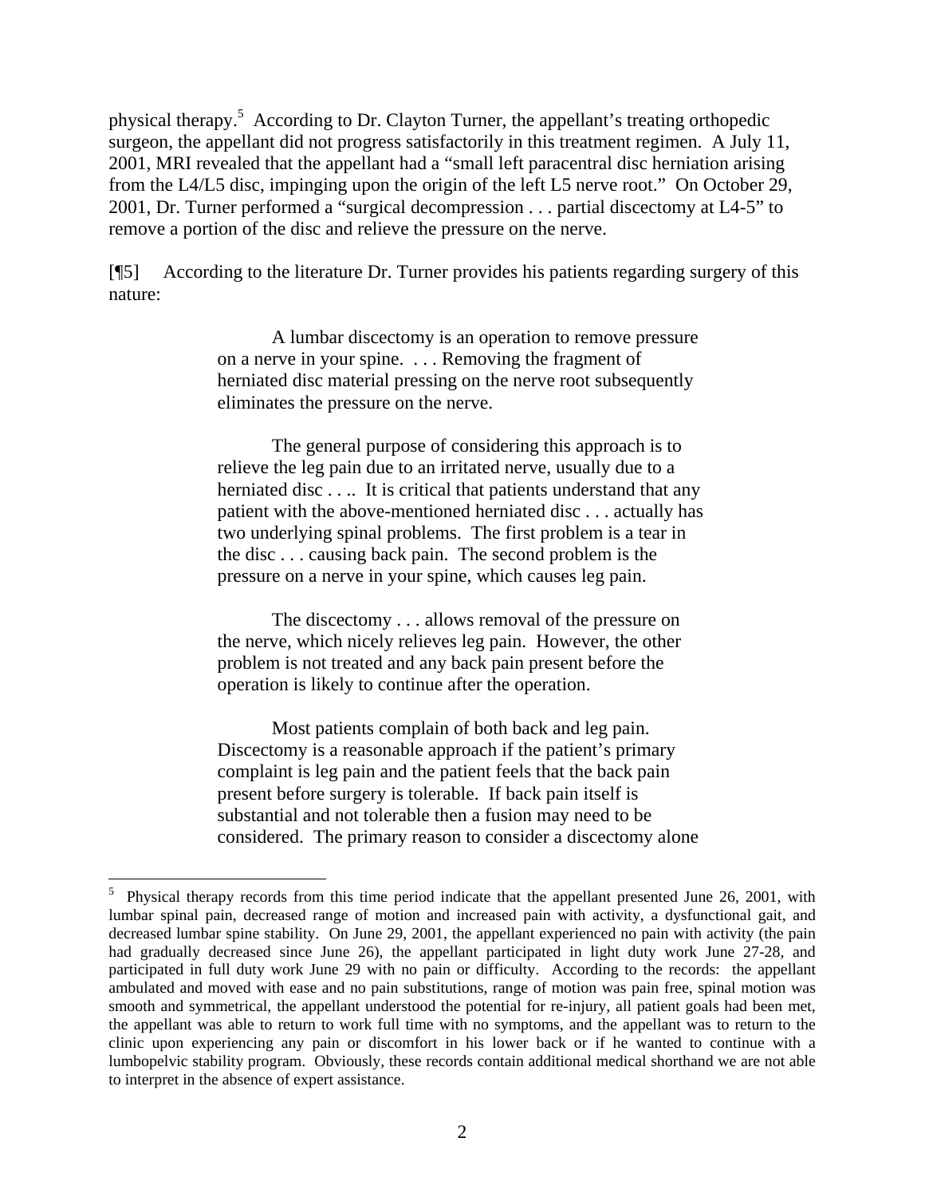physical therapy.[5] According to Dr. Clayton Turner, the appellant's treating orthopedic surgeon, the appellant did not progress satisfactorily in this treatment regimen. A July 11, 2001, MRI revealed that the appellant had a "small left paracentral disc herniation arising from the L4/L5 disc, impinging upon the origin of the left L5 nerve root." On October 29, 2001, Dr. Turner performed a "surgical decompression . . . partial discectomy at L4-5" to remove a portion of the disc and relieve the pressure on the nerve.

[¶5] According to the literature Dr. Turner provides his patients regarding surgery of this nature:

> A lumbar discectomy is an operation to remove pressure on a nerve in your spine. . . . Removing the fragment of herniated disc material pressing on the nerve root subsequently eliminates the pressure on the nerve.
>
> The general purpose of considering this approach is to relieve the leg pain due to an irritated nerve, usually due to a herniated disc . . .. It is critical that patients understand that any patient with the above-mentioned herniated disc . . . actually has two underlying spinal problems. The first problem is a tear in the disc . . . causing back pain. The second problem is the pressure on a nerve in your spine, which causes leg pain.
>
> The discectomy . . . allows removal of the pressure on the nerve, which nicely relieves leg pain. However, the other problem is not treated and any back pain present before the operation is likely to continue after the operation.
>
> Most patients complain of both back and leg pain. Discectomy is a reasonable approach if the patient's primary complaint is leg pain and the patient feels that the back pain present before surgery is tolerable. If back pain itself is substantial and not tolerable then a fusion may need to be considered. The primary reason to consider a discectomy alone

[5] Physical therapy records from this time period indicate that the appellant presented June 26, 2001, with lumbar spinal pain, decreased range of motion and increased pain with activity, a dysfunctional gait, and decreased lumbar spine stability. On June 29, 2001, the appellant experienced no pain with activity (the pain had gradually decreased since June 26), the appellant participated in light duty work June 27-28, and participated in full duty work June 29 with no pain or difficulty. According to the records: the appellant ambulated and moved with ease and no pain substitutions, range of motion was pain free, spinal motion was smooth and symmetrical, the appellant understood the potential for re-injury, all patient goals had been met, the appellant was able to return to work full time with no symptoms, and the appellant was to return to the clinic upon experiencing any pain or discomfort in his lower back or if he wanted to continue with a lumbopelvic stability program. Obviously, these records contain additional medical shorthand we are not able to interpret in the absence of expert assistance.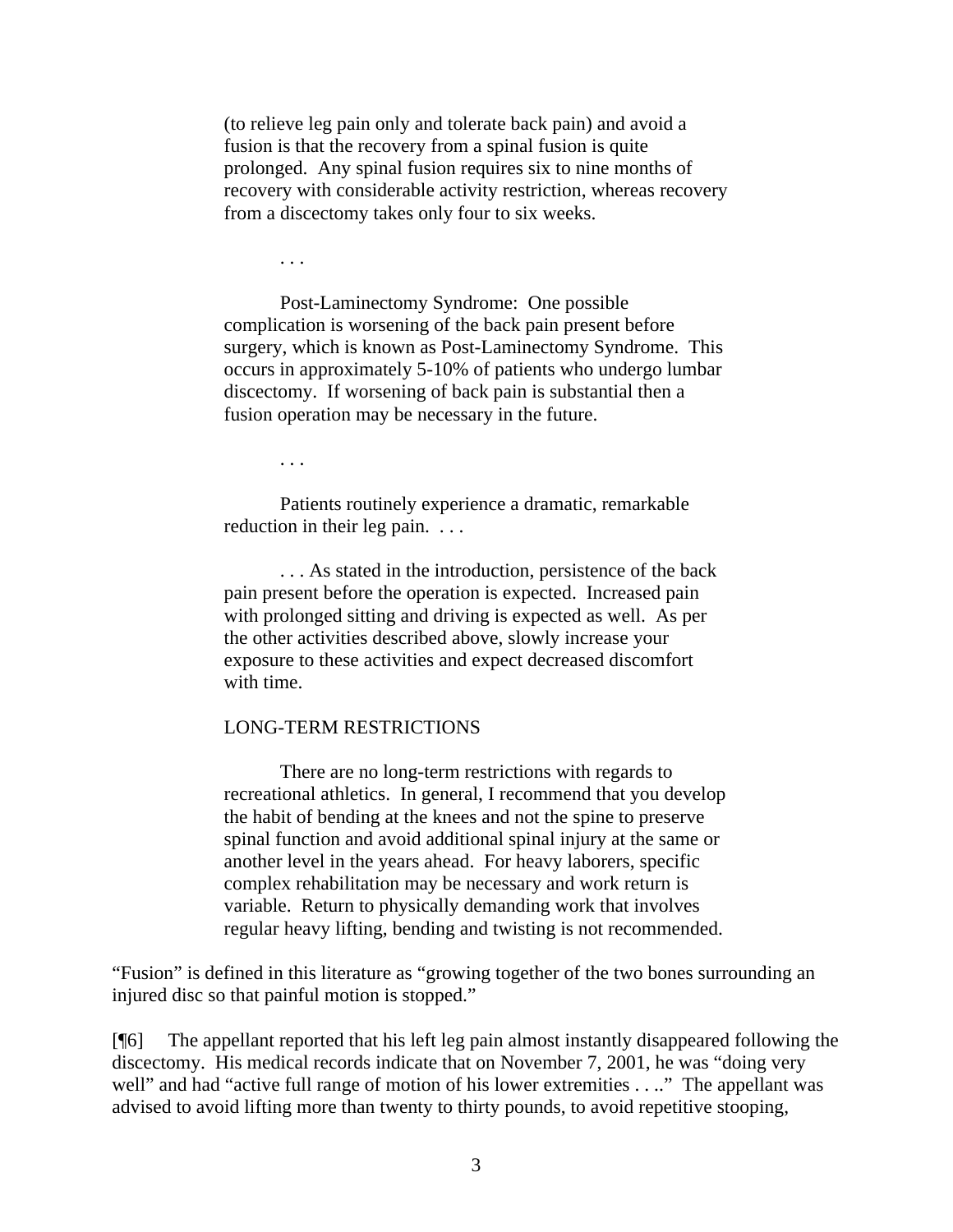> (to relieve leg pain only and tolerate back pain) and avoid a fusion is that the recovery from a spinal fusion is quite prolonged. Any spinal fusion requires six to nine months of recovery with considerable activity restriction, whereas recovery from a discectomy takes only four to six weeks.
>
> . . .
>
> Post-Laminectomy Syndrome: One possible complication is worsening of the back pain present before surgery, which is known as Post-Laminectomy Syndrome. This occurs in approximately 5-10% of patients who undergo lumbar discectomy. If worsening of back pain is substantial then a fusion operation may be necessary in the future.
>
> . . .
>
> Patients routinely experience a dramatic, remarkable reduction in their leg pain. . . .
>
> . . . As stated in the introduction, persistence of the back pain present before the operation is expected. Increased pain with prolonged sitting and driving is expected as well. As per the other activities described above, slowly increase your exposure to these activities and expect decreased discomfort with time.
>
> LONG-TERM RESTRICTIONS
>
> There are no long-term restrictions with regards to recreational athletics. In general, I recommend that you develop the habit of bending at the knees and not the spine to preserve spinal function and avoid additional spinal injury at the same or another level in the years ahead. For heavy laborers, specific complex rehabilitation may be necessary and work return is variable. Return to physically demanding work that involves regular heavy lifting, bending and twisting is not recommended.

"Fusion" is defined in this literature as "growing together of the two bones surrounding an injured disc so that painful motion is stopped."

[¶6] The appellant reported that his left leg pain almost instantly disappeared following the discectomy. His medical records indicate that on November 7, 2001, he was "doing very well" and had "active full range of motion of his lower extremities . . .." The appellant was advised to avoid lifting more than twenty to thirty pounds, to avoid repetitive stooping,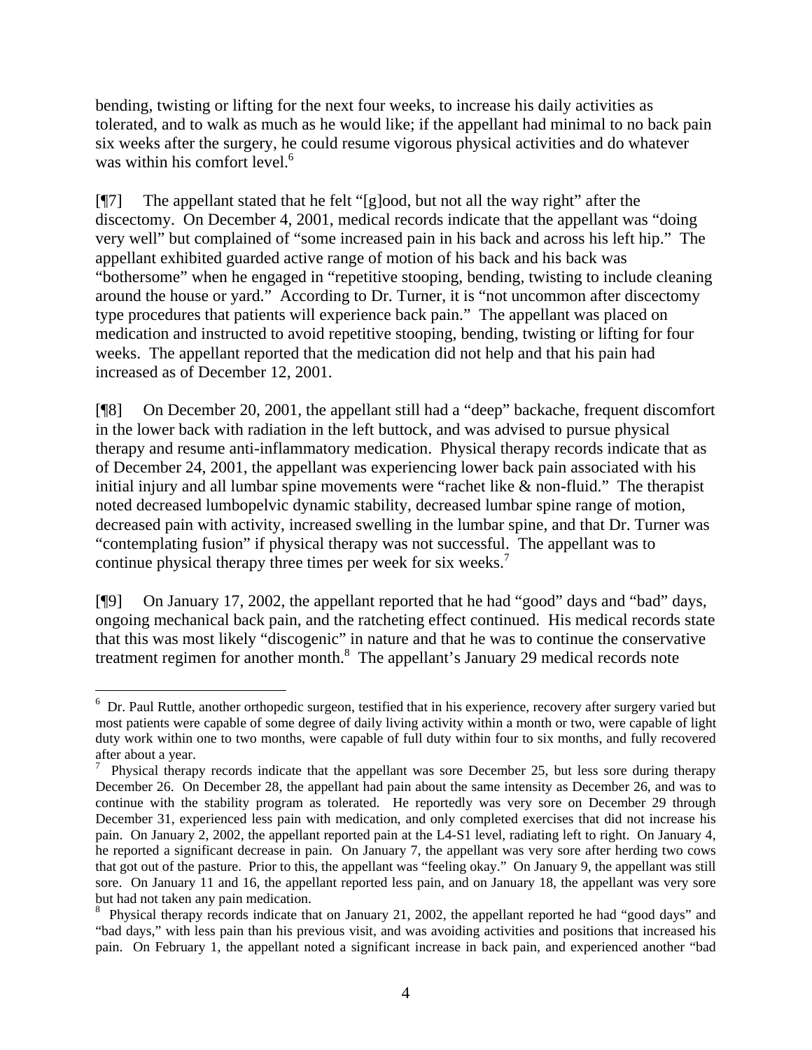bending, twisting or lifting for the next four weeks, to increase his daily activities as tolerated, and to walk as much as he would like; if the appellant had minimal to no back pain six weeks after the surgery, he could resume vigorous physical activities and do whatever was within his comfort level.[6]

[¶7] The appellant stated that he felt "[g]ood, but not all the way right" after the discectomy. On December 4, 2001, medical records indicate that the appellant was "doing very well" but complained of "some increased pain in his back and across his left hip." The appellant exhibited guarded active range of motion of his back and his back was "bothersome" when he engaged in "repetitive stooping, bending, twisting to include cleaning around the house or yard." According to Dr. Turner, it is "not uncommon after discectomy type procedures that patients will experience back pain." The appellant was placed on medication and instructed to avoid repetitive stooping, bending, twisting or lifting for four weeks. The appellant reported that the medication did not help and that his pain had increased as of December 12, 2001.

[¶8] On December 20, 2001, the appellant still had a "deep" backache, frequent discomfort in the lower back with radiation in the left buttock, and was advised to pursue physical therapy and resume anti-inflammatory medication. Physical therapy records indicate that as of December 24, 2001, the appellant was experiencing lower back pain associated with his initial injury and all lumbar spine movements were "rachet like & non-fluid." The therapist noted decreased lumbopelvic dynamic stability, decreased lumbar spine range of motion, decreased pain with activity, increased swelling in the lumbar spine, and that Dr. Turner was "contemplating fusion" if physical therapy was not successful. The appellant was to continue physical therapy three times per week for six weeks.[7]

[¶9] On January 17, 2002, the appellant reported that he had "good" days and "bad" days, ongoing mechanical back pain, and the ratcheting effect continued. His medical records state that this was most likely "discogenic" in nature and that he was to continue the conservative treatment regimen for another month.[8] The appellant's January 29 medical records note

---

[6] Dr. Paul Ruttle, another orthopedic surgeon, testified that in his experience, recovery after surgery varied but most patients were capable of some degree of daily living activity within a month or two, were capable of light duty work within one to two months, were capable of full duty within four to six months, and fully recovered after about a year.

[7] Physical therapy records indicate that the appellant was sore December 25, but less sore during therapy December 26. On December 28, the appellant had pain about the same intensity as December 26, and was to continue with the stability program as tolerated. He reportedly was very sore on December 29 through December 31, experienced less pain with medication, and only completed exercises that did not increase his pain. On January 2, 2002, the appellant reported pain at the L4-S1 level, radiating left to right. On January 4, he reported a significant decrease in pain. On January 7, the appellant was very sore after herding two cows that got out of the pasture. Prior to this, the appellant was "feeling okay." On January 9, the appellant was still sore. On January 11 and 16, the appellant reported less pain, and on January 18, the appellant was very sore but had not taken any pain medication.

[8] Physical therapy records indicate that on January 21, 2002, the appellant reported he had "good days" and "bad days," with less pain than his previous visit, and was avoiding activities and positions that increased his pain. On February 1, the appellant noted a significant increase in back pain, and experienced another "bad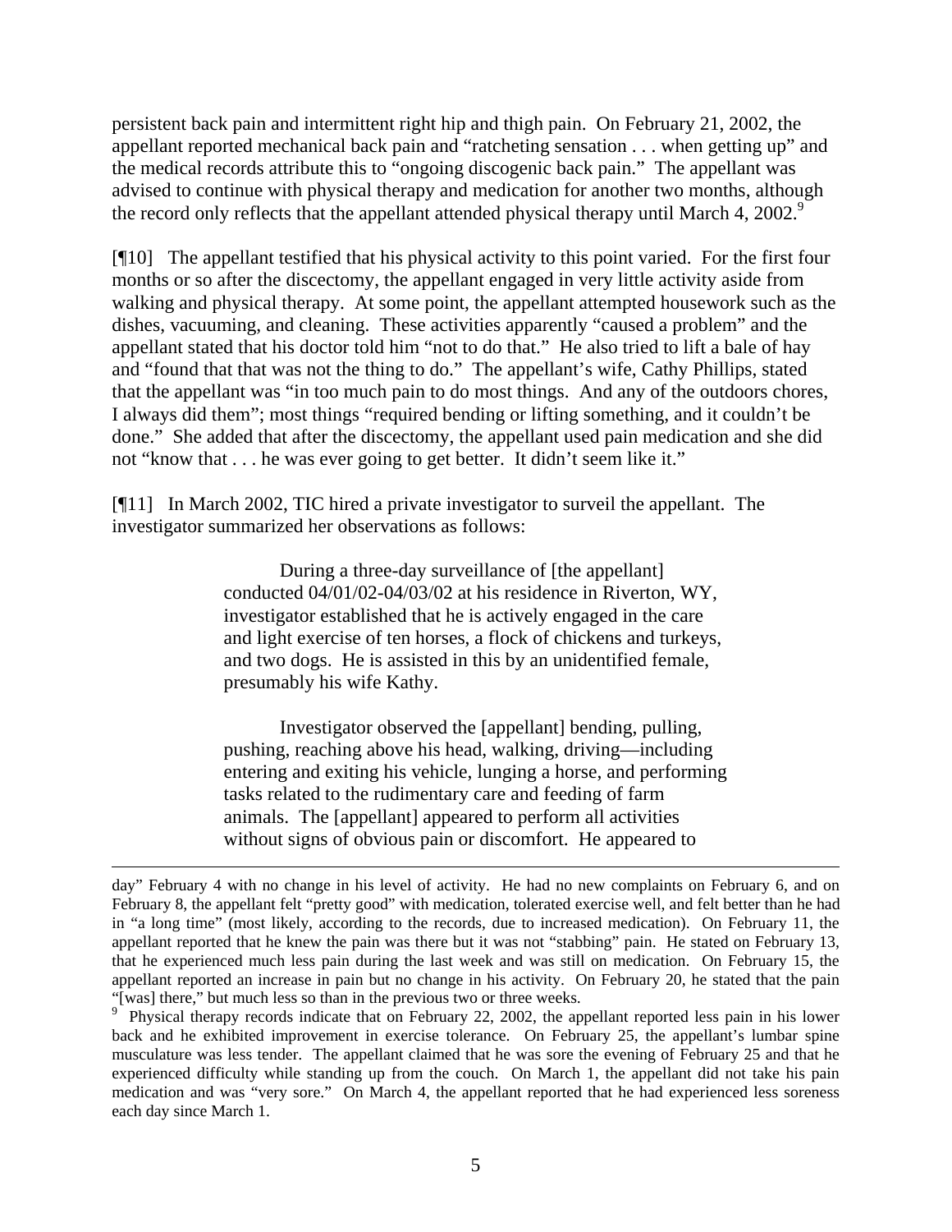persistent back pain and intermittent right hip and thigh pain. On February 21, 2002, the appellant reported mechanical back pain and "ratcheting sensation . . . when getting up" and the medical records attribute this to "ongoing discogenic back pain." The appellant was advised to continue with physical therapy and medication for another two months, although the record only reflects that the appellant attended physical therapy until March 4, 2002.[9]

[¶10] The appellant testified that his physical activity to this point varied. For the first four months or so after the discectomy, the appellant engaged in very little activity aside from walking and physical therapy. At some point, the appellant attempted housework such as the dishes, vacuuming, and cleaning. These activities apparently "caused a problem" and the appellant stated that his doctor told him "not to do that." He also tried to lift a bale of hay and "found that that was not the thing to do." The appellant's wife, Cathy Phillips, stated that the appellant was "in too much pain to do most things. And any of the outdoors chores, I always did them"; most things "required bending or lifting something, and it couldn't be done." She added that after the discectomy, the appellant used pain medication and she did not "know that . . . he was ever going to get better. It didn't seem like it."

[¶11] In March 2002, TIC hired a private investigator to surveil the appellant. The investigator summarized her observations as follows:

> During a three-day surveillance of [the appellant] conducted 04/01/02-04/03/02 at his residence in Riverton, WY, investigator established that he is actively engaged in the care and light exercise of ten horses, a flock of chickens and turkeys, and two dogs. He is assisted in this by an unidentified female, presumably his wife Kathy.
>
> Investigator observed the [appellant] bending, pulling, pushing, reaching above his head, walking, driving—including entering and exiting his vehicle, lunging a horse, and performing tasks related to the rudimentary care and feeding of farm animals. The [appellant] appeared to perform all activities without signs of obvious pain or discomfort. He appeared to

---

day" February 4 with no change in his level of activity. He had no new complaints on February 6, and on February 8, the appellant felt "pretty good" with medication, tolerated exercise well, and felt better than he had in "a long time" (most likely, according to the records, due to increased medication). On February 11, the appellant reported that he knew the pain was there but it was not "stabbing" pain. He stated on February 13, that he experienced much less pain during the last week and was still on medication. On February 15, the appellant reported an increase in pain but no change in his activity. On February 20, he stated that the pain "[was] there," but much less so than in the previous two or three weeks.

[9] Physical therapy records indicate that on February 22, 2002, the appellant reported less pain in his lower back and he exhibited improvement in exercise tolerance. On February 25, the appellant's lumbar spine musculature was less tender. The appellant claimed that he was sore the evening of February 25 and that he experienced difficulty while standing up from the couch. On March 1, the appellant did not take his pain medication and was "very sore." On March 4, the appellant reported that he had experienced less soreness each day since March 1.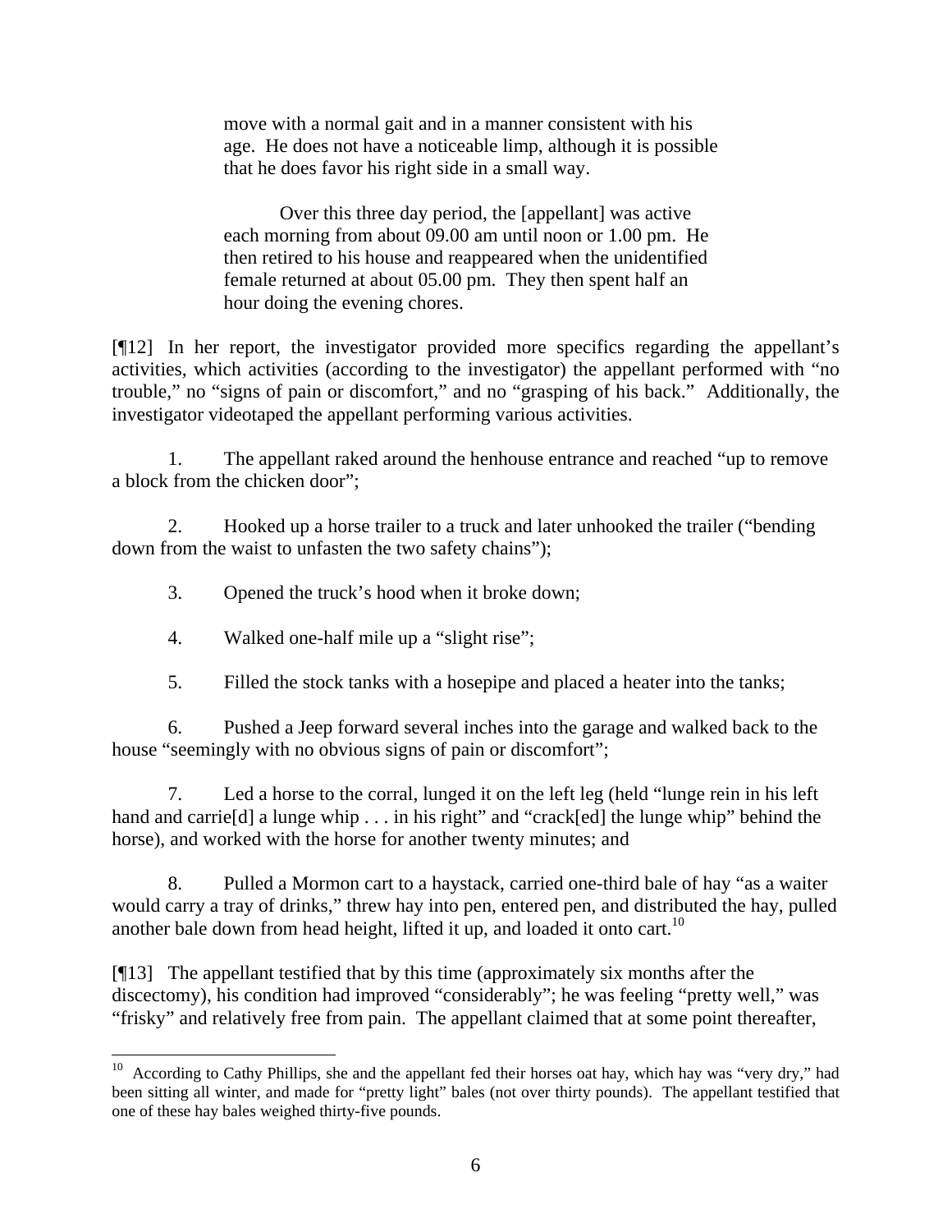> move with a normal gait and in a manner consistent with his age. He does not have a noticeable limp, although it is possible that he does favor his right side in a small way.
>
> Over this three day period, the [appellant] was active each morning from about 09.00 am until noon or 1.00 pm. He then retired to his house and reappeared when the unidentified female returned at about 05.00 pm. They then spent half an hour doing the evening chores.

[¶12] In her report, the investigator provided more specifics regarding the appellant's activities, which activities (according to the investigator) the appellant performed with "no trouble," no "signs of pain or discomfort," and no "grasping of his back." Additionally, the investigator videotaped the appellant performing various activities.

1. The appellant raked around the henhouse entrance and reached "up to remove a block from the chicken door";

2. Hooked up a horse trailer to a truck and later unhooked the trailer ("bending down from the waist to unfasten the two safety chains");

3. Opened the truck's hood when it broke down;

4. Walked one-half mile up a "slight rise";

5. Filled the stock tanks with a hosepipe and placed a heater into the tanks;

6. Pushed a Jeep forward several inches into the garage and walked back to the house "seemingly with no obvious signs of pain or discomfort";

7. Led a horse to the corral, lunged it on the left leg (held "lunge rein in his left hand and carrie[d] a lunge whip . . . in his right" and "crack[ed] the lunge whip" behind the horse), and worked with the horse for another twenty minutes; and

8. Pulled a Mormon cart to a haystack, carried one-third bale of hay "as a waiter would carry a tray of drinks," threw hay into pen, entered pen, and distributed the hay, pulled another bale down from head height, lifted it up, and loaded it onto cart.[10]

[¶13] The appellant testified that by this time (approximately six months after the discectomy), his condition had improved "considerably"; he was feeling "pretty well," was "frisky" and relatively free from pain. The appellant claimed that at some point thereafter,

---

[10] According to Cathy Phillips, she and the appellant fed their horses oat hay, which hay was "very dry," had been sitting all winter, and made for "pretty light" bales (not over thirty pounds). The appellant testified that one of these hay bales weighed thirty-five pounds.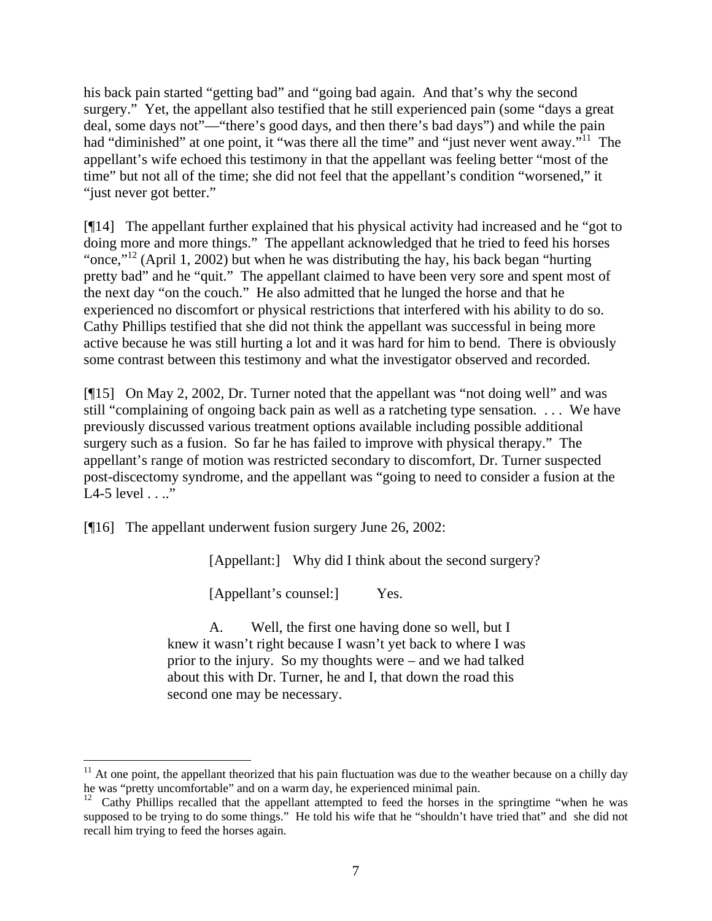his back pain started "getting bad" and "going bad again. And that's why the second surgery." Yet, the appellant also testified that he still experienced pain (some "days a great deal, some days not"—"there's good days, and then there's bad days") and while the pain had "diminished" at one point, it "was there all the time" and "just never went away."[11] The appellant's wife echoed this testimony in that the appellant was feeling better "most of the time" but not all of the time; she did not feel that the appellant's condition "worsened," it "just never got better."

[¶14] The appellant further explained that his physical activity had increased and he "got to doing more and more things." The appellant acknowledged that he tried to feed his horses "once,"[12] (April 1, 2002) but when he was distributing the hay, his back began "hurting pretty bad" and he "quit." The appellant claimed to have been very sore and spent most of the next day "on the couch." He also admitted that he lunged the horse and that he experienced no discomfort or physical restrictions that interfered with his ability to do so. Cathy Phillips testified that she did not think the appellant was successful in being more active because he was still hurting a lot and it was hard for him to bend. There is obviously some contrast between this testimony and what the investigator observed and recorded.

[¶15] On May 2, 2002, Dr. Turner noted that the appellant was "not doing well" and was still "complaining of ongoing back pain as well as a ratcheting type sensation. . . . We have previously discussed various treatment options available including possible additional surgery such as a fusion. So far he has failed to improve with physical therapy." The appellant's range of motion was restricted secondary to discomfort, Dr. Turner suspected post-discectomy syndrome, and the appellant was "going to need to consider a fusion at the L4-5 level . . .."

[¶16] The appellant underwent fusion surgery June 26, 2002:

> [Appellant:] Why did I think about the second surgery?
>
> [Appellant's counsel:] Yes.
>
> A. Well, the first one having done so well, but I knew it wasn't right because I wasn't yet back to where I was prior to the injury. So my thoughts were – and we had talked about this with Dr. Turner, he and I, that down the road this second one may be necessary.

---

[11] At one point, the appellant theorized that his pain fluctuation was due to the weather because on a chilly day he was "pretty uncomfortable" and on a warm day, he experienced minimal pain.

[12] Cathy Phillips recalled that the appellant attempted to feed the horses in the springtime "when he was supposed to be trying to do some things." He told his wife that he "shouldn't have tried that" and she did not recall him trying to feed the horses again.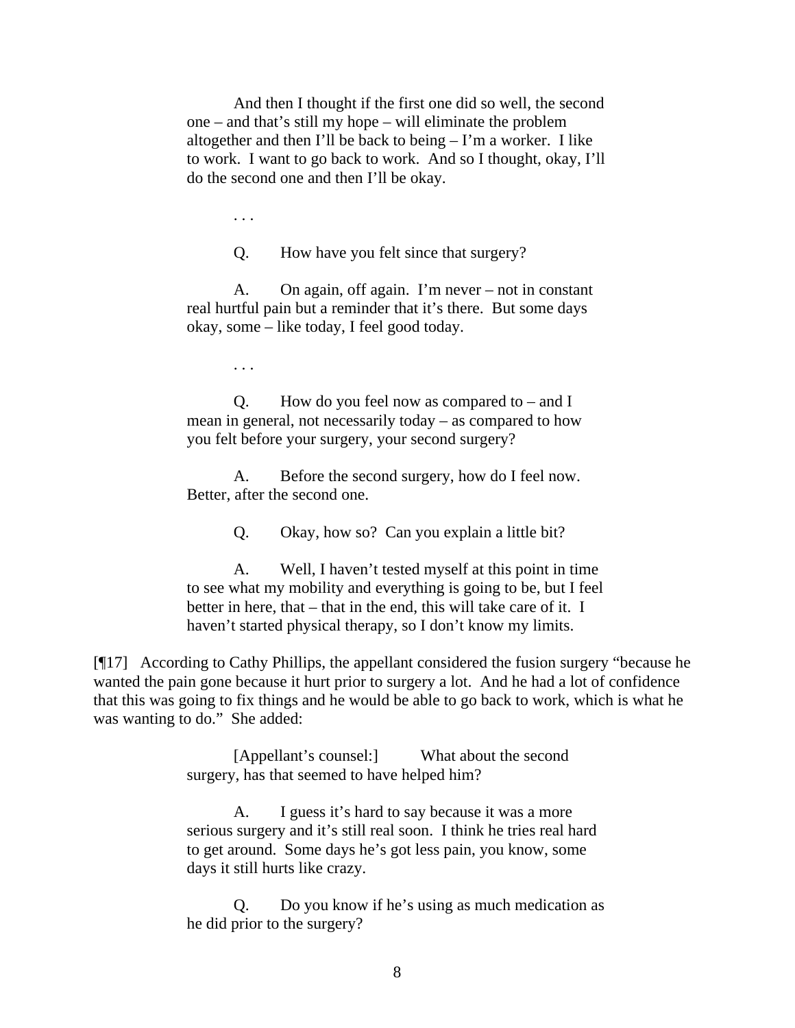> And then I thought if the first one did so well, the second one – and that's still my hope – will eliminate the problem altogether and then I'll be back to being – I'm a worker. I like to work. I want to go back to work. And so I thought, okay, I'll do the second one and then I'll be okay.
>
> . . .
>
> Q. How have you felt since that surgery?
>
> A. On again, off again. I'm never – not in constant real hurtful pain but a reminder that it's there. But some days okay, some – like today, I feel good today.
>
> . . .
>
> Q. How do you feel now as compared to – and I mean in general, not necessarily today – as compared to how you felt before your surgery, your second surgery?
>
> A. Before the second surgery, how do I feel now. Better, after the second one.
>
> Q. Okay, how so? Can you explain a little bit?
>
> A. Well, I haven't tested myself at this point in time to see what my mobility and everything is going to be, but I feel better in here, that – that in the end, this will take care of it. I haven't started physical therapy, so I don't know my limits.

[¶17] According to Cathy Phillips, the appellant considered the fusion surgery "because he wanted the pain gone because it hurt prior to surgery a lot. And he had a lot of confidence that this was going to fix things and he would be able to go back to work, which is what he was wanting to do." She added:

> [Appellant's counsel:] What about the second surgery, has that seemed to have helped him?
>
> A. I guess it's hard to say because it was a more serious surgery and it's still real soon. I think he tries real hard to get around. Some days he's got less pain, you know, some days it still hurts like crazy.
>
> Q. Do you know if he's using as much medication as he did prior to the surgery?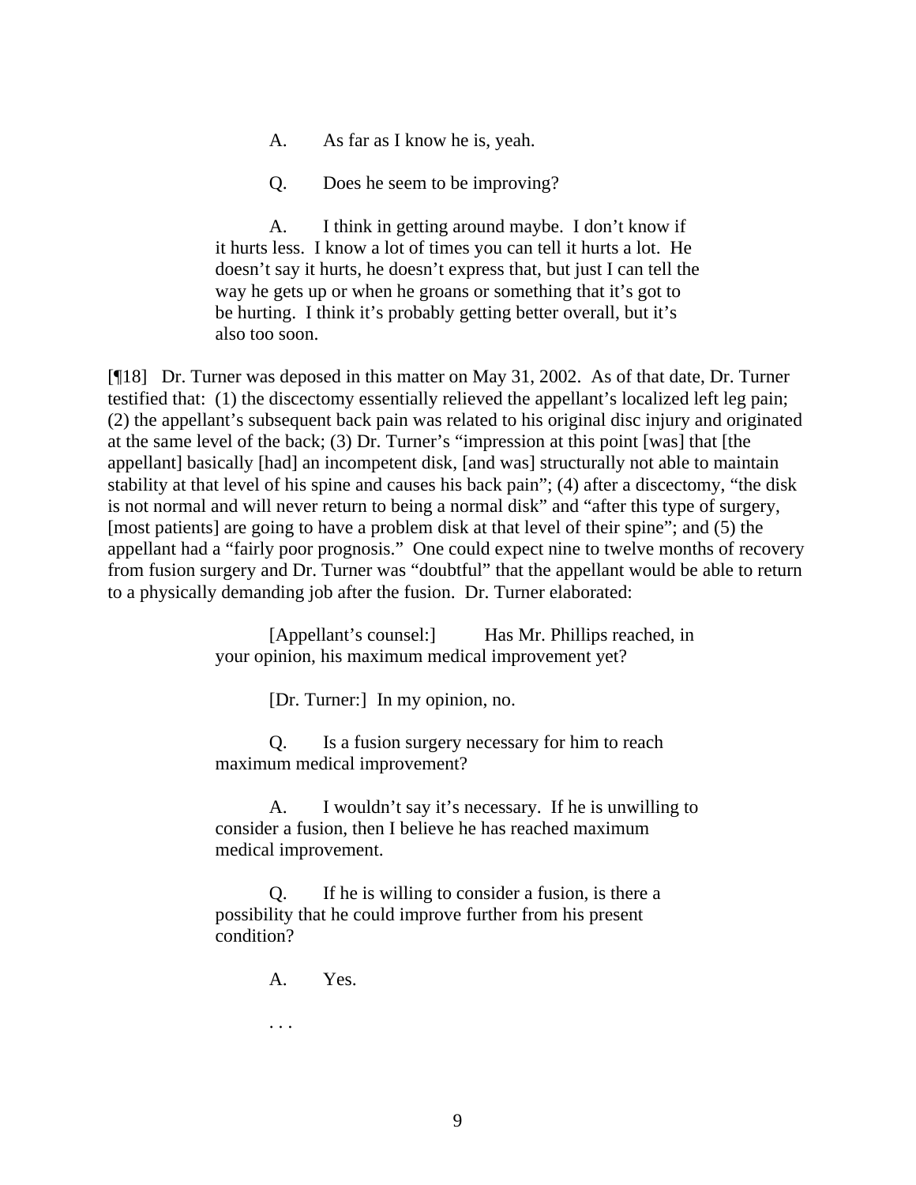> A. As far as I know he is, yeah.
>
> Q. Does he seem to be improving?
>
> A. I think in getting around maybe. I don't know if it hurts less. I know a lot of times you can tell it hurts a lot. He doesn't say it hurts, he doesn't express that, but just I can tell the way he gets up or when he groans or something that it's got to be hurting. I think it's probably getting better overall, but it's also too soon.

[¶18] Dr. Turner was deposed in this matter on May 31, 2002. As of that date, Dr. Turner testified that: (1) the discectomy essentially relieved the appellant's localized left leg pain; (2) the appellant's subsequent back pain was related to his original disc injury and originated at the same level of the back; (3) Dr. Turner's "impression at this point [was] that [the appellant] basically [had] an incompetent disk, [and was] structurally not able to maintain stability at that level of his spine and causes his back pain"; (4) after a discectomy, "the disk is not normal and will never return to being a normal disk" and "after this type of surgery, [most patients] are going to have a problem disk at that level of their spine"; and (5) the appellant had a "fairly poor prognosis." One could expect nine to twelve months of recovery from fusion surgery and Dr. Turner was "doubtful" that the appellant would be able to return to a physically demanding job after the fusion. Dr. Turner elaborated:

> [Appellant's counsel:] Has Mr. Phillips reached, in your opinion, his maximum medical improvement yet?
>
> [Dr. Turner:] In my opinion, no.
>
> Q. Is a fusion surgery necessary for him to reach maximum medical improvement?
>
> A. I wouldn't say it's necessary. If he is unwilling to consider a fusion, then I believe he has reached maximum medical improvement.
>
> Q. If he is willing to consider a fusion, is there a possibility that he could improve further from his present condition?
>
> A. Yes.
>
> . . .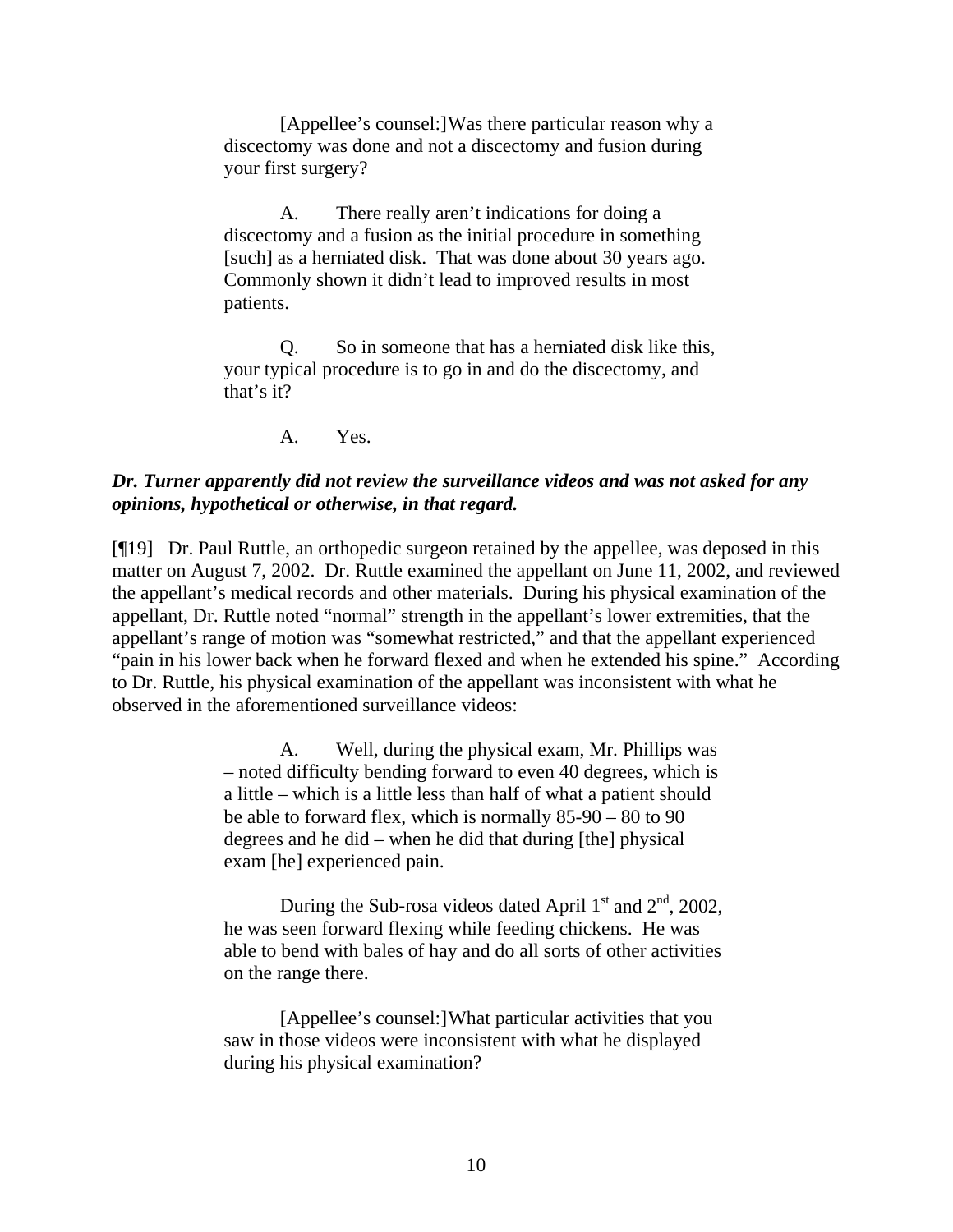> [Appellee's counsel:]Was there particular reason why a discectomy was done and not a discectomy and fusion during your first surgery?
>
> A. There really aren't indications for doing a discectomy and a fusion as the initial procedure in something [such] as a herniated disk. That was done about 30 years ago. Commonly shown it didn't lead to improved results in most patients.
>
> Q. So in someone that has a herniated disk like this, your typical procedure is to go in and do the discectomy, and that's it?
>
> A. Yes.

***Dr. Turner apparently did not review the surveillance videos and was not asked for any opinions, hypothetical or otherwise, in that regard.***

[¶19] Dr. Paul Ruttle, an orthopedic surgeon retained by the appellee, was deposed in this matter on August 7, 2002. Dr. Ruttle examined the appellant on June 11, 2002, and reviewed the appellant's medical records and other materials. During his physical examination of the appellant, Dr. Ruttle noted "normal" strength in the appellant's lower extremities, that the appellant's range of motion was "somewhat restricted," and that the appellant experienced "pain in his lower back when he forward flexed and when he extended his spine." According to Dr. Ruttle, his physical examination of the appellant was inconsistent with what he observed in the aforementioned surveillance videos:

> A. Well, during the physical exam, Mr. Phillips was – noted difficulty bending forward to even 40 degrees, which is a little – which is a little less than half of what a patient should be able to forward flex, which is normally 85-90 – 80 to 90 degrees and he did – when he did that during [the] physical exam [he] experienced pain.
>
> During the Sub-rosa videos dated April 1st and 2nd, 2002, he was seen forward flexing while feeding chickens. He was able to bend with bales of hay and do all sorts of other activities on the range there.
>
> [Appellee's counsel:]What particular activities that you saw in those videos were inconsistent with what he displayed during his physical examination?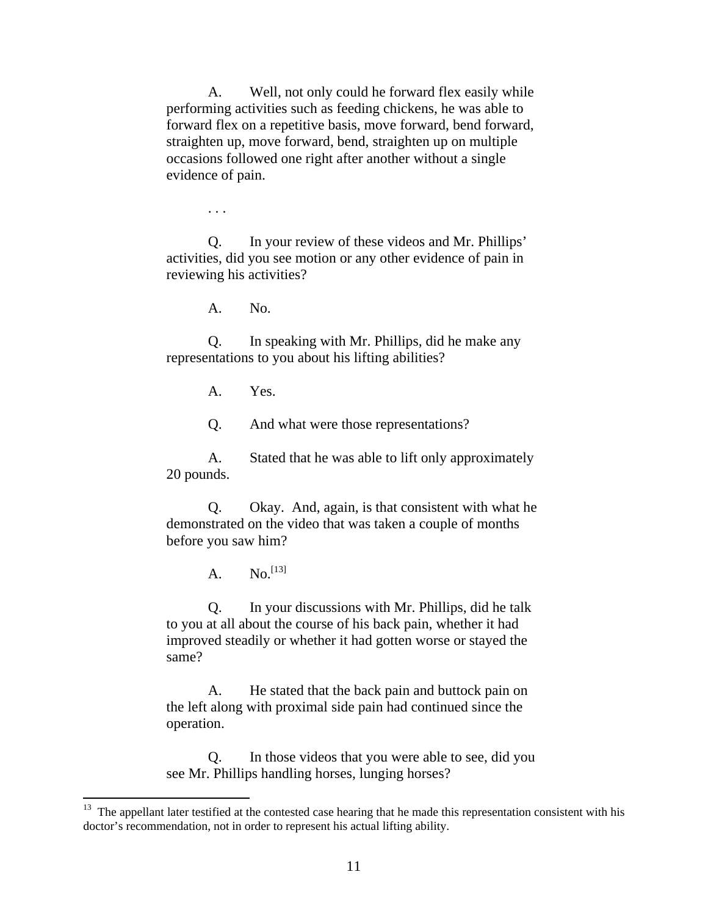A. Well, not only could he forward flex easily while performing activities such as feeding chickens, he was able to forward flex on a repetitive basis, move forward, bend forward, straighten up, move forward, bend, straighten up on multiple occasions followed one right after another without a single evidence of pain.

. . .

Q. In your review of these videos and Mr. Phillips' activities, did you see motion or any other evidence of pain in reviewing his activities?

A. No.

Q. In speaking with Mr. Phillips, did he make any representations to you about his lifting abilities?

A. Yes.

Q. And what were those representations?

A. Stated that he was able to lift only approximately 20 pounds.

Q. Okay. And, again, is that consistent with what he demonstrated on the video that was taken a couple of months before you saw him?

A. No.[13]

Q. In your discussions with Mr. Phillips, did he talk to you at all about the course of his back pain, whether it had improved steadily or whether it had gotten worse or stayed the same?

A. He stated that the back pain and buttock pain on the left along with proximal side pain had continued since the operation.

Q. In those videos that you were able to see, did you see Mr. Phillips handling horses, lunging horses?

---

[13] The appellant later testified at the contested case hearing that he made this representation consistent with his doctor's recommendation, not in order to represent his actual lifting ability.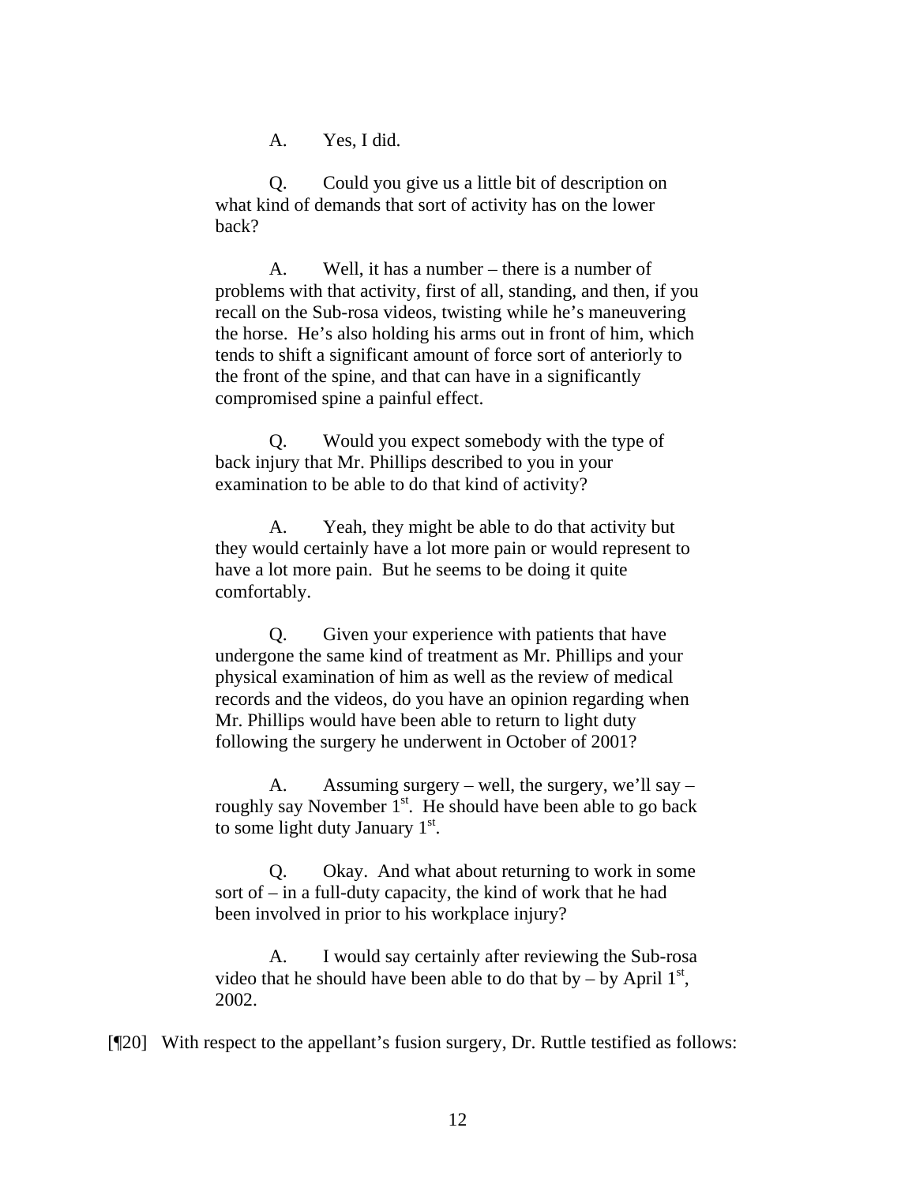A. Yes, I did.

Q. Could you give us a little bit of description on what kind of demands that sort of activity has on the lower back?

A. Well, it has a number – there is a number of problems with that activity, first of all, standing, and then, if you recall on the Sub-rosa videos, twisting while he's maneuvering the horse. He's also holding his arms out in front of him, which tends to shift a significant amount of force sort of anteriorly to the front of the spine, and that can have in a significantly compromised spine a painful effect.

Q. Would you expect somebody with the type of back injury that Mr. Phillips described to you in your examination to be able to do that kind of activity?

A. Yeah, they might be able to do that activity but they would certainly have a lot more pain or would represent to have a lot more pain. But he seems to be doing it quite comfortably.

Q. Given your experience with patients that have undergone the same kind of treatment as Mr. Phillips and your physical examination of him as well as the review of medical records and the videos, do you have an opinion regarding when Mr. Phillips would have been able to return to light duty following the surgery he underwent in October of 2001?

A. Assuming surgery – well, the surgery, we'll say – roughly say November 1st. He should have been able to go back to some light duty January 1st.

Q. Okay. And what about returning to work in some sort of – in a full-duty capacity, the kind of work that he had been involved in prior to his workplace injury?

A. I would say certainly after reviewing the Sub-rosa video that he should have been able to do that by – by April 1st, 2002.

[¶20] With respect to the appellant's fusion surgery, Dr. Ruttle testified as follows: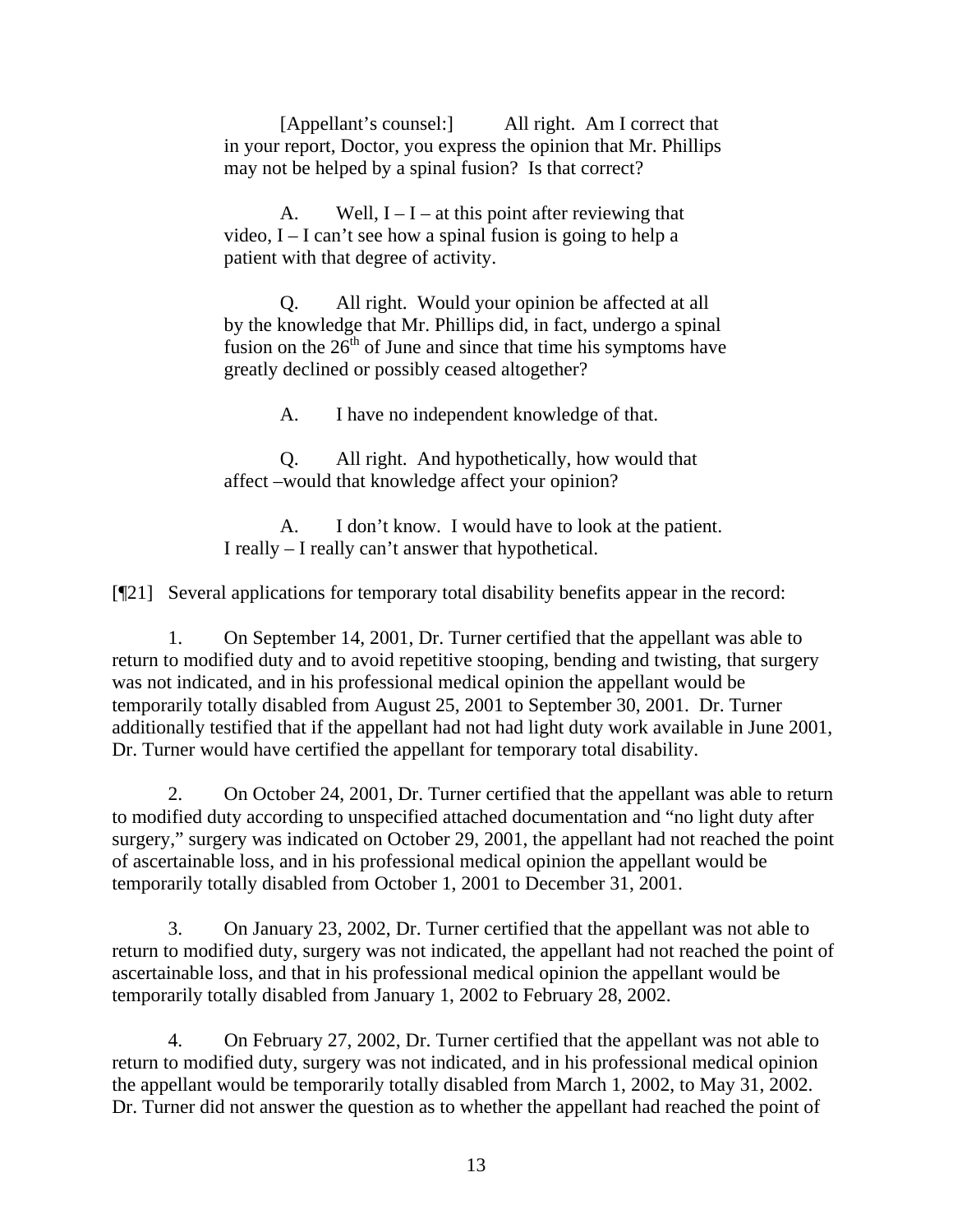> [Appellant's counsel:]  All right. Am I correct that in your report, Doctor, you express the opinion that Mr. Phillips may not be helped by a spinal fusion? Is that correct?
>
> A. Well, I – I – at this point after reviewing that video, I – I can't see how a spinal fusion is going to help a patient with that degree of activity.
>
> Q. All right. Would your opinion be affected at all by the knowledge that Mr. Phillips did, in fact, undergo a spinal fusion on the 26th of June and since that time his symptoms have greatly declined or possibly ceased altogether?
>
> A. I have no independent knowledge of that.
>
> Q. All right. And hypothetically, how would that affect –would that knowledge affect your opinion?
>
> A. I don't know. I would have to look at the patient. I really – I really can't answer that hypothetical.

[¶21] Several applications for temporary total disability benefits appear in the record:

1. On September 14, 2001, Dr. Turner certified that the appellant was able to return to modified duty and to avoid repetitive stooping, bending and twisting, that surgery was not indicated, and in his professional medical opinion the appellant would be temporarily totally disabled from August 25, 2001 to September 30, 2001. Dr. Turner additionally testified that if the appellant had not had light duty work available in June 2001, Dr. Turner would have certified the appellant for temporary total disability.

2. On October 24, 2001, Dr. Turner certified that the appellant was able to return to modified duty according to unspecified attached documentation and "no light duty after surgery," surgery was indicated on October 29, 2001, the appellant had not reached the point of ascertainable loss, and in his professional medical opinion the appellant would be temporarily totally disabled from October 1, 2001 to December 31, 2001.

3. On January 23, 2002, Dr. Turner certified that the appellant was not able to return to modified duty, surgery was not indicated, the appellant had not reached the point of ascertainable loss, and that in his professional medical opinion the appellant would be temporarily totally disabled from January 1, 2002 to February 28, 2002.

4. On February 27, 2002, Dr. Turner certified that the appellant was not able to return to modified duty, surgery was not indicated, and in his professional medical opinion the appellant would be temporarily totally disabled from March 1, 2002, to May 31, 2002. Dr. Turner did not answer the question as to whether the appellant had reached the point of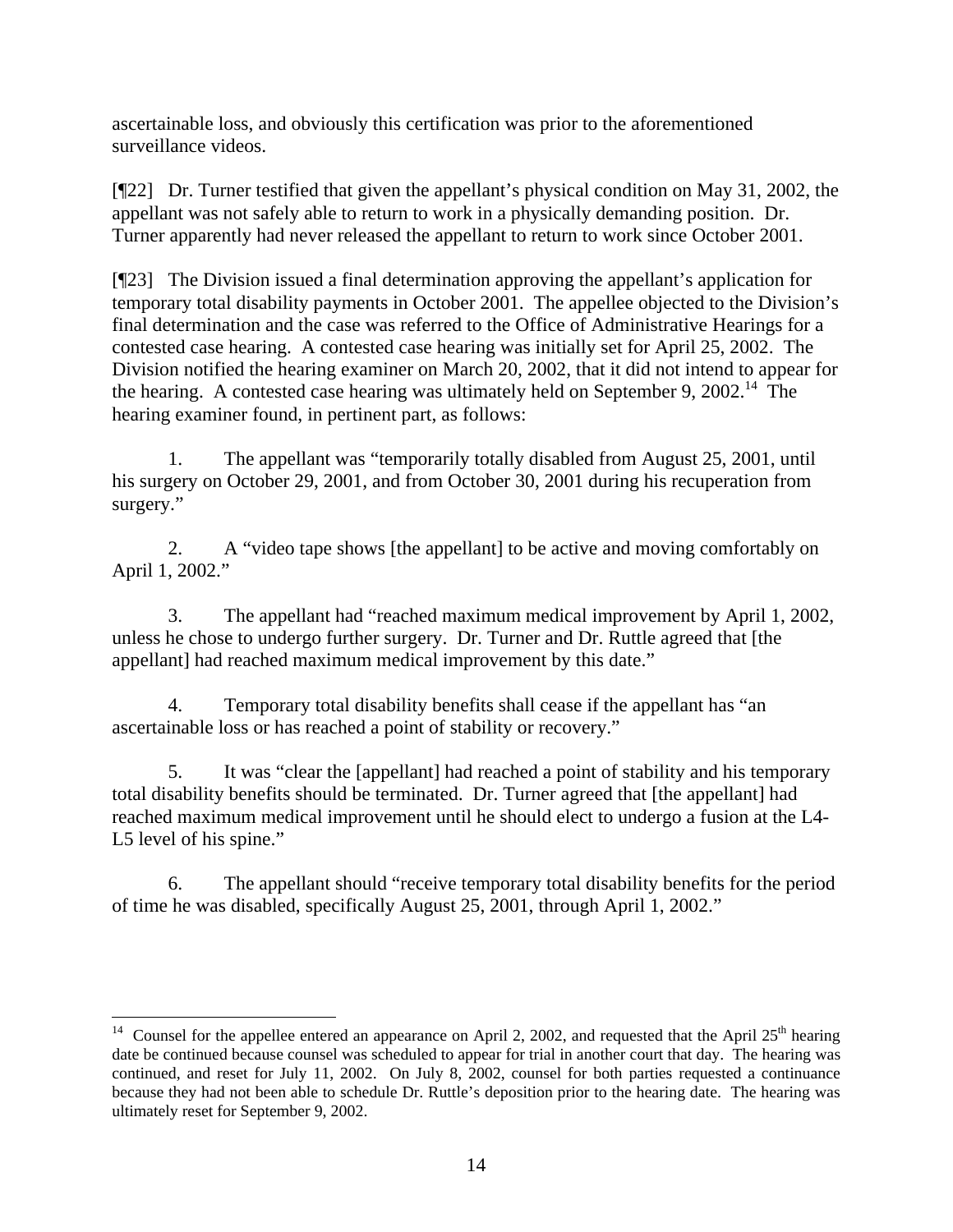ascertainable loss, and obviously this certification was prior to the aforementioned surveillance videos.

[¶22] Dr. Turner testified that given the appellant's physical condition on May 31, 2002, the appellant was not safely able to return to work in a physically demanding position. Dr. Turner apparently had never released the appellant to return to work since October 2001.

[¶23] The Division issued a final determination approving the appellant's application for temporary total disability payments in October 2001. The appellee objected to the Division's final determination and the case was referred to the Office of Administrative Hearings for a contested case hearing. A contested case hearing was initially set for April 25, 2002. The Division notified the hearing examiner on March 20, 2002, that it did not intend to appear for the hearing. A contested case hearing was ultimately held on September 9, 2002.[14] The hearing examiner found, in pertinent part, as follows:

1. The appellant was "temporarily totally disabled from August 25, 2001, until his surgery on October 29, 2001, and from October 30, 2001 during his recuperation from surgery."

2. A "video tape shows [the appellant] to be active and moving comfortably on April 1, 2002."

3. The appellant had "reached maximum medical improvement by April 1, 2002, unless he chose to undergo further surgery. Dr. Turner and Dr. Ruttle agreed that [the appellant] had reached maximum medical improvement by this date."

4. Temporary total disability benefits shall cease if the appellant has "an ascertainable loss or has reached a point of stability or recovery."

5. It was "clear the [appellant] had reached a point of stability and his temporary total disability benefits should be terminated. Dr. Turner agreed that [the appellant] had reached maximum medical improvement until he should elect to undergo a fusion at the L4-L5 level of his spine."

6. The appellant should "receive temporary total disability benefits for the period of time he was disabled, specifically August 25, 2001, through April 1, 2002."

---

[14] Counsel for the appellee entered an appearance on April 2, 2002, and requested that the April 25th hearing date be continued because counsel was scheduled to appear for trial in another court that day. The hearing was continued, and reset for July 11, 2002. On July 8, 2002, counsel for both parties requested a continuance because they had not been able to schedule Dr. Ruttle's deposition prior to the hearing date. The hearing was ultimately reset for September 9, 2002.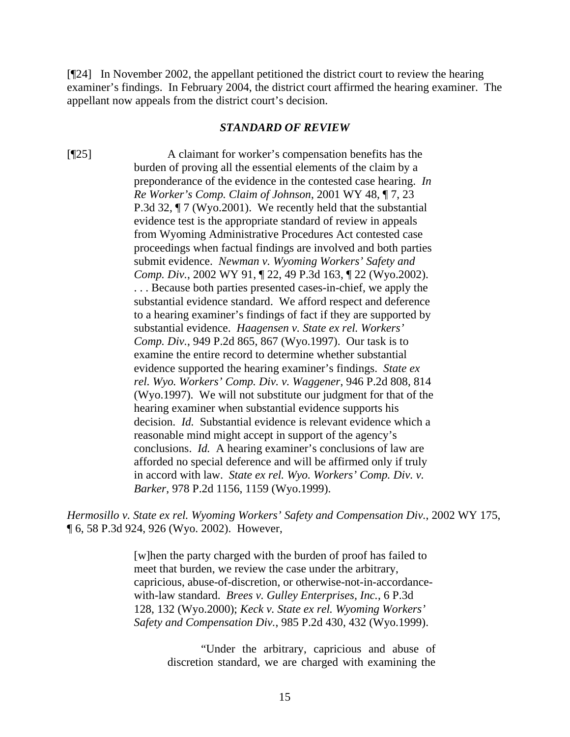[¶24] In November 2002, the appellant petitioned the district court to review the hearing examiner's findings. In February 2004, the district court affirmed the hearing examiner. The appellant now appeals from the district court's decision.

### *STANDARD OF REVIEW*

[¶25]

> A claimant for worker's compensation benefits has the burden of proving all the essential elements of the claim by a preponderance of the evidence in the contested case hearing. *In Re Worker's Comp. Claim of Johnson*, 2001 WY 48, ¶ 7, 23 P.3d 32, ¶ 7 (Wyo.2001). We recently held that the substantial evidence test is the appropriate standard of review in appeals from Wyoming Administrative Procedures Act contested case proceedings when factual findings are involved and both parties submit evidence. *Newman v. Wyoming Workers' Safety and Comp. Div.*, 2002 WY 91, ¶ 22, 49 P.3d 163, ¶ 22 (Wyo.2002). . . . Because both parties presented cases-in-chief, we apply the substantial evidence standard. We afford respect and deference to a hearing examiner's findings of fact if they are supported by substantial evidence. *Haagensen v. State ex rel. Workers' Comp. Div.*, 949 P.2d 865, 867 (Wyo.1997). Our task is to examine the entire record to determine whether substantial evidence supported the hearing examiner's findings. *State ex rel. Wyo. Workers' Comp. Div. v. Waggener*, 946 P.2d 808, 814 (Wyo.1997). We will not substitute our judgment for that of the hearing examiner when substantial evidence supports his decision. *Id.* Substantial evidence is relevant evidence which a reasonable mind might accept in support of the agency's conclusions. *Id.* A hearing examiner's conclusions of law are afforded no special deference and will be affirmed only if truly in accord with law. *State ex rel. Wyo. Workers' Comp. Div. v. Barker*, 978 P.2d 1156, 1159 (Wyo.1999).

*Hermosillo v. State ex rel. Wyoming Workers' Safety and Compensation Div.*, 2002 WY 175, ¶ 6, 58 P.3d 924, 926 (Wyo. 2002). However,

> [w]hen the party charged with the burden of proof has failed to meet that burden, we review the case under the arbitrary, capricious, abuse-of-discretion, or otherwise-not-in-accordance-with-law standard. *Brees v. Gulley Enterprises, Inc.*, 6 P.3d 128, 132 (Wyo.2000); *Keck v. State ex rel. Wyoming Workers' Safety and Compensation Div.*, 985 P.2d 430, 432 (Wyo.1999).
>
> > "Under the arbitrary, capricious and abuse of discretion standard, we are charged with examining the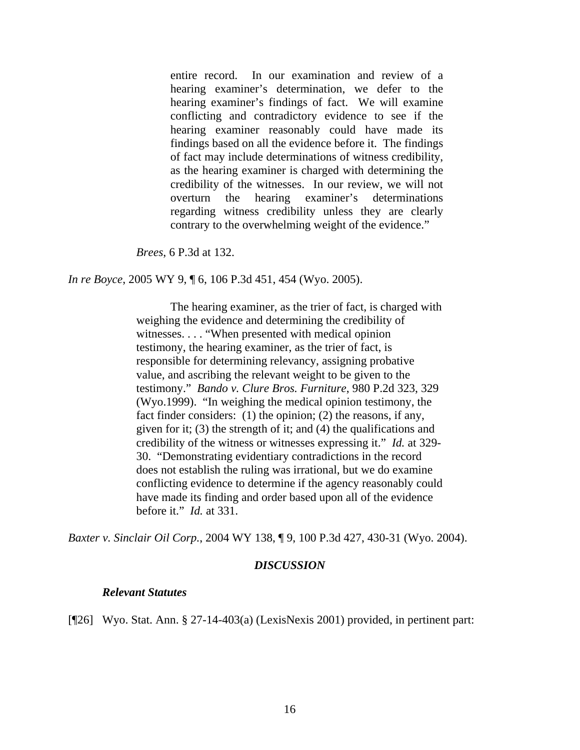> entire record. In our examination and review of a hearing examiner's determination, we defer to the hearing examiner's findings of fact. We will examine conflicting and contradictory evidence to see if the hearing examiner reasonably could have made its findings based on all the evidence before it. The findings of fact may include determinations of witness credibility, as the hearing examiner is charged with determining the credibility of the witnesses. In our review, we will not overturn the hearing examiner's determinations regarding witness credibility unless they are clearly contrary to the overwhelming weight of the evidence."

*Brees*, 6 P.3d at 132.

*In re Boyce*, 2005 WY 9, ¶ 6, 106 P.3d 451, 454 (Wyo. 2005).

> The hearing examiner, as the trier of fact, is charged with weighing the evidence and determining the credibility of witnesses. . . . "When presented with medical opinion testimony, the hearing examiner, as the trier of fact, is responsible for determining relevancy, assigning probative value, and ascribing the relevant weight to be given to the testimony." *Bando v. Clure Bros. Furniture*, 980 P.2d 323, 329 (Wyo.1999). "In weighing the medical opinion testimony, the fact finder considers: (1) the opinion; (2) the reasons, if any, given for it; (3) the strength of it; and (4) the qualifications and credibility of the witness or witnesses expressing it." *Id.* at 329-30. "Demonstrating evidentiary contradictions in the record does not establish the ruling was irrational, but we do examine conflicting evidence to determine if the agency reasonably could have made its finding and order based upon all of the evidence before it." *Id.* at 331.

*Baxter v. Sinclair Oil Corp.*, 2004 WY 138, ¶ 9, 100 P.3d 427, 430-31 (Wyo. 2004).

## ***DISCUSSION***

### ***Relevant Statutes***

[¶26] Wyo. Stat. Ann. § 27-14-403(a) (LexisNexis 2001) provided, in pertinent part: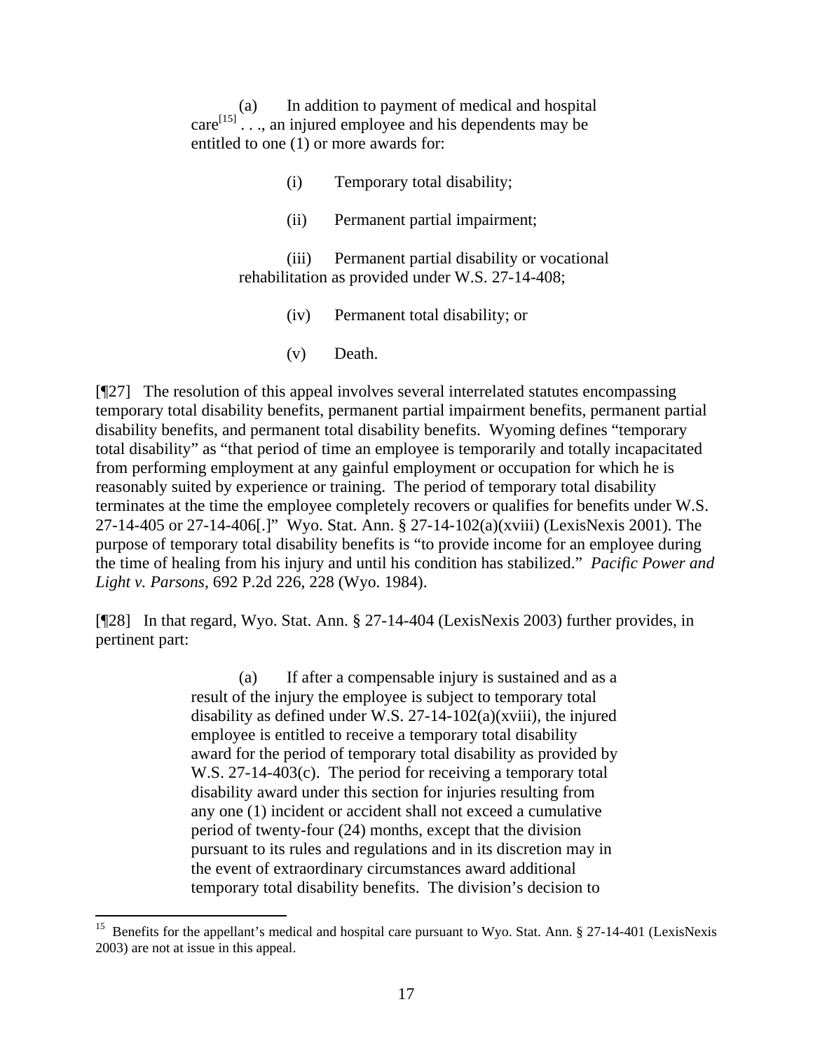> (a) In addition to payment of medical and hospital care[15] . . ., an injured employee and his dependents may be entitled to one (1) or more awards for:
>
> (i) Temporary total disability;
>
> (ii) Permanent partial impairment;
>
> (iii) Permanent partial disability or vocational rehabilitation as provided under W.S. 27-14-408;
>
> (iv) Permanent total disability; or
>
> (v) Death.

[¶27] The resolution of this appeal involves several interrelated statutes encompassing temporary total disability benefits, permanent partial impairment benefits, permanent partial disability benefits, and permanent total disability benefits. Wyoming defines "temporary total disability" as "that period of time an employee is temporarily and totally incapacitated from performing employment at any gainful employment or occupation for which he is reasonably suited by experience or training. The period of temporary total disability terminates at the time the employee completely recovers or qualifies for benefits under W.S. 27-14-405 or 27-14-406[.]" Wyo. Stat. Ann. § 27-14-102(a)(xviii) (LexisNexis 2001). The purpose of temporary total disability benefits is "to provide income for an employee during the time of healing from his injury and until his condition has stabilized." *Pacific Power and Light v. Parsons*, 692 P.2d 226, 228 (Wyo. 1984).

[¶28] In that regard, Wyo. Stat. Ann. § 27-14-404 (LexisNexis 2003) further provides, in pertinent part:

> (a) If after a compensable injury is sustained and as a result of the injury the employee is subject to temporary total disability as defined under W.S. 27-14-102(a)(xviii), the injured employee is entitled to receive a temporary total disability award for the period of temporary total disability as provided by W.S. 27-14-403(c). The period for receiving a temporary total disability award under this section for injuries resulting from any one (1) incident or accident shall not exceed a cumulative period of twenty-four (24) months, except that the division pursuant to its rules and regulations and in its discretion may in the event of extraordinary circumstances award additional temporary total disability benefits. The division's decision to

---

15 Benefits for the appellant's medical and hospital care pursuant to Wyo. Stat. Ann. § 27-14-401 (LexisNexis 2003) are not at issue in this appeal.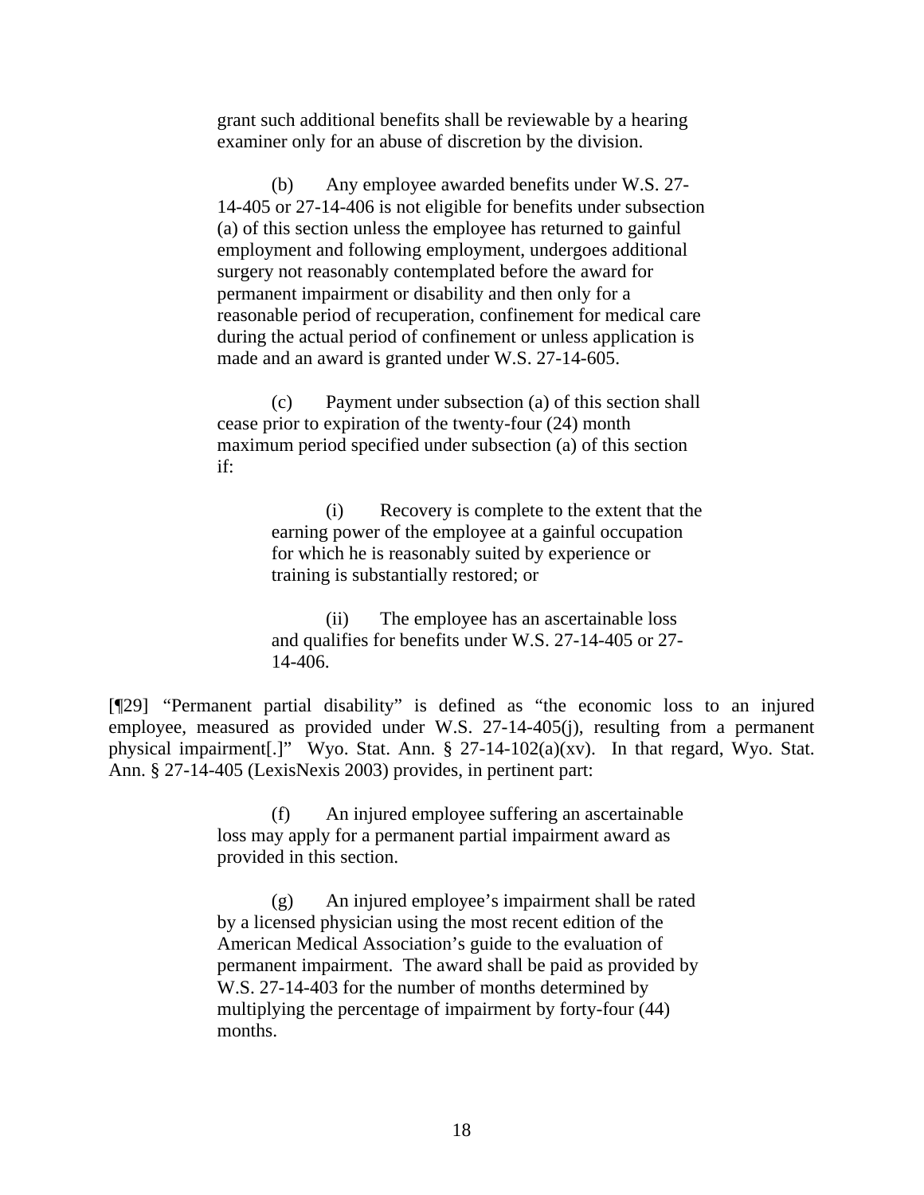grant such additional benefits shall be reviewable by a hearing examiner only for an abuse of discretion by the division.

> (b) Any employee awarded benefits under W.S. 27-14-405 or 27-14-406 is not eligible for benefits under subsection (a) of this section unless the employee has returned to gainful employment and following employment, undergoes additional surgery not reasonably contemplated before the award for permanent impairment or disability and then only for a reasonable period of recuperation, confinement for medical care during the actual period of confinement or unless application is made and an award is granted under W.S. 27-14-605.
>
> (c) Payment under subsection (a) of this section shall cease prior to expiration of the twenty-four (24) month maximum period specified under subsection (a) of this section if:
>
> > (i) Recovery is complete to the extent that the earning power of the employee at a gainful occupation for which he is reasonably suited by experience or training is substantially restored; or
> >
> > (ii) The employee has an ascertainable loss and qualifies for benefits under W.S. 27-14-405 or 27-14-406.

[¶29] "Permanent partial disability" is defined as "the economic loss to an injured employee, measured as provided under W.S. 27-14-405(j), resulting from a permanent physical impairment[.]" Wyo. Stat. Ann. § 27-14-102(a)(xv). In that regard, Wyo. Stat. Ann. § 27-14-405 (LexisNexis 2003) provides, in pertinent part:

> (f) An injured employee suffering an ascertainable loss may apply for a permanent partial impairment award as provided in this section.
>
> (g) An injured employee's impairment shall be rated by a licensed physician using the most recent edition of the American Medical Association's guide to the evaluation of permanent impairment. The award shall be paid as provided by W.S. 27-14-403 for the number of months determined by multiplying the percentage of impairment by forty-four (44) months.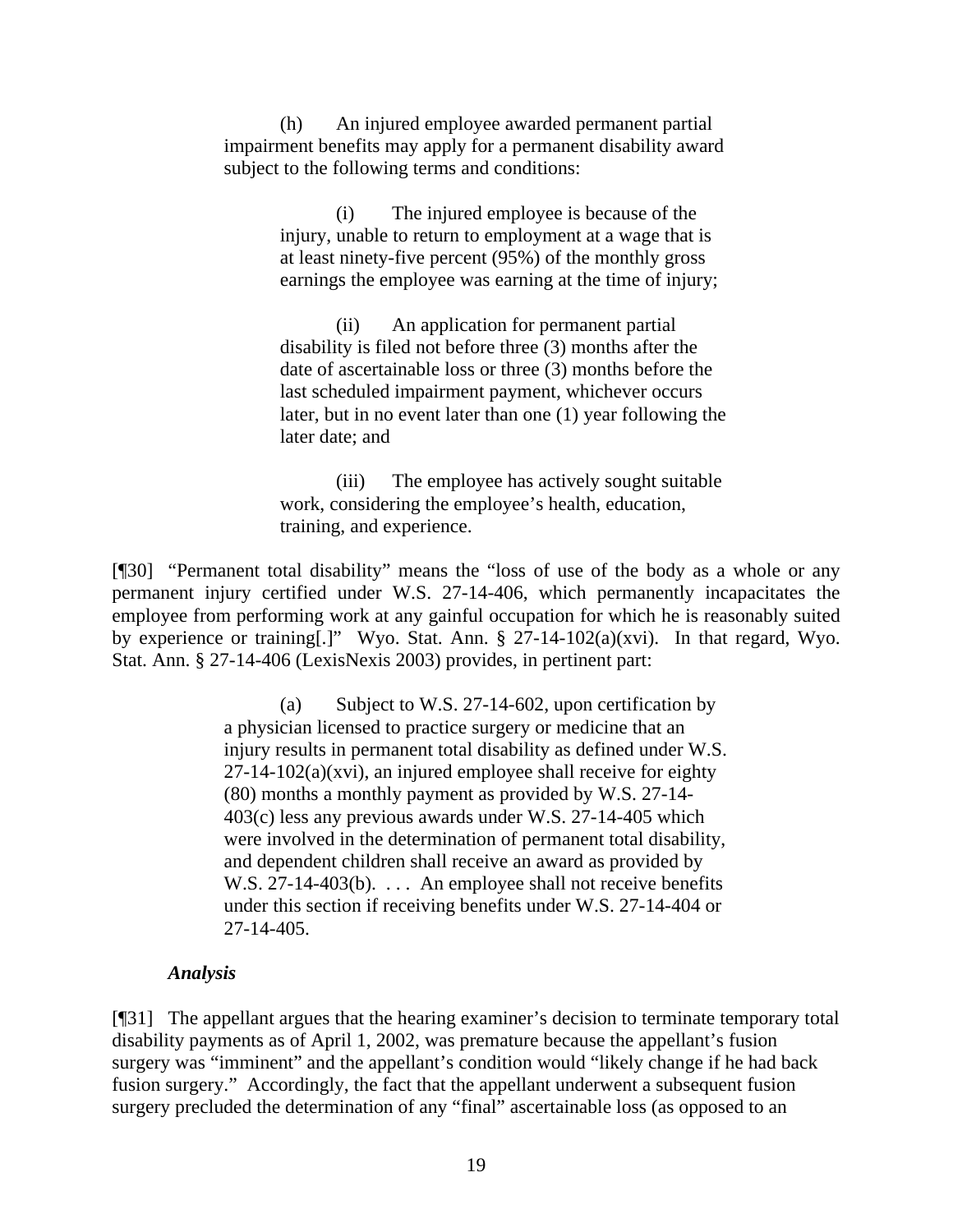(h) An injured employee awarded permanent partial impairment benefits may apply for a permanent disability award subject to the following terms and conditions:

> (i) The injured employee is because of the injury, unable to return to employment at a wage that is at least ninety-five percent (95%) of the monthly gross earnings the employee was earning at the time of injury;
>
> (ii) An application for permanent partial disability is filed not before three (3) months after the date of ascertainable loss or three (3) months before the last scheduled impairment payment, whichever occurs later, but in no event later than one (1) year following the later date; and
>
> (iii) The employee has actively sought suitable work, considering the employee's health, education, training, and experience.

[¶30] "Permanent total disability" means the "loss of use of the body as a whole or any permanent injury certified under W.S. 27-14-406, which permanently incapacitates the employee from performing work at any gainful occupation for which he is reasonably suited by experience or training[.]" Wyo. Stat. Ann. § 27-14-102(a)(xvi). In that regard, Wyo. Stat. Ann. § 27-14-406 (LexisNexis 2003) provides, in pertinent part:

> (a) Subject to W.S. 27-14-602, upon certification by a physician licensed to practice surgery or medicine that an injury results in permanent total disability as defined under W.S. 27-14-102(a)(xvi), an injured employee shall receive for eighty (80) months a monthly payment as provided by W.S. 27-14-403(c) less any previous awards under W.S. 27-14-405 which were involved in the determination of permanent total disability, and dependent children shall receive an award as provided by W.S. 27-14-403(b). . . . An employee shall not receive benefits under this section if receiving benefits under W.S. 27-14-404 or 27-14-405.

***Analysis***

[¶31] The appellant argues that the hearing examiner's decision to terminate temporary total disability payments as of April 1, 2002, was premature because the appellant's fusion surgery was "imminent" and the appellant's condition would "likely change if he had back fusion surgery." Accordingly, the fact that the appellant underwent a subsequent fusion surgery precluded the determination of any "final" ascertainable loss (as opposed to an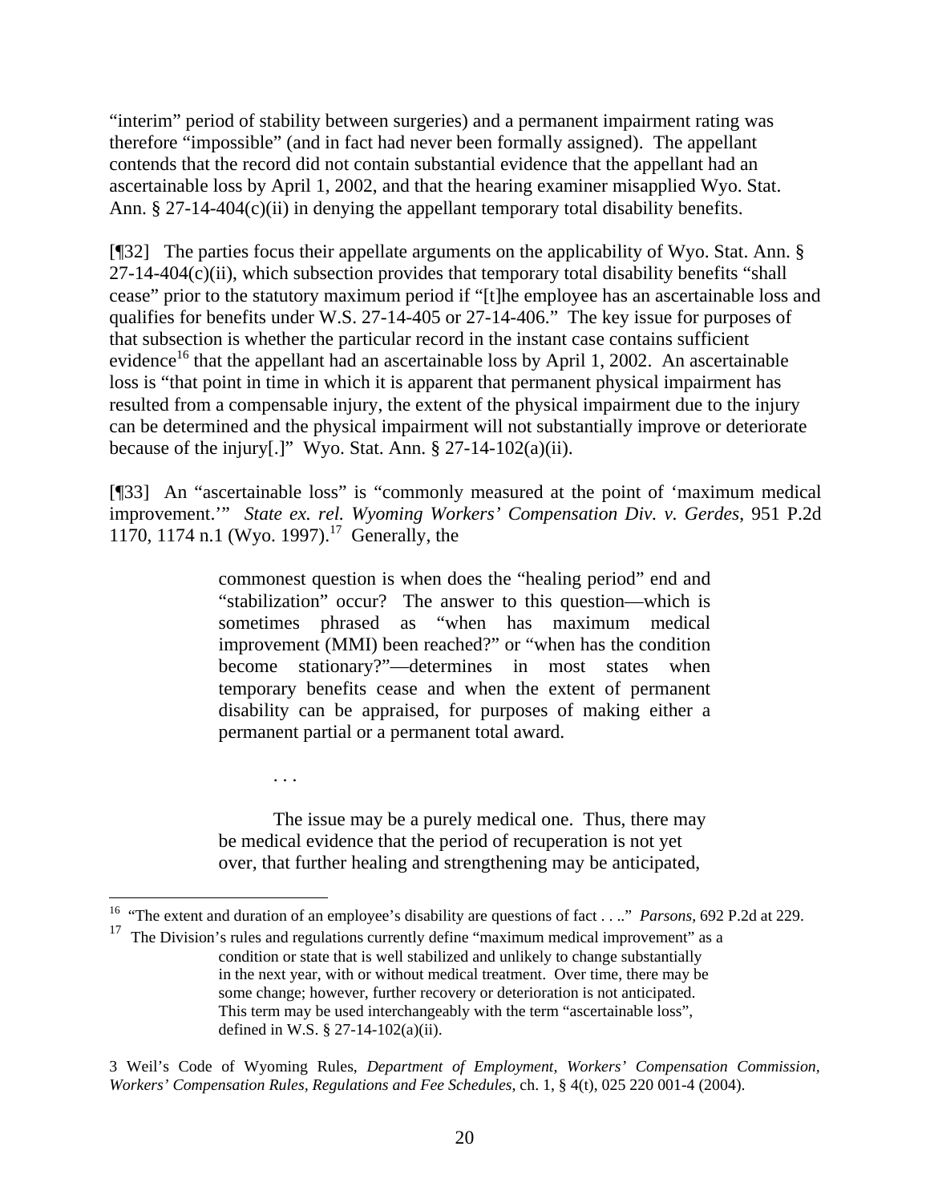"interim" period of stability between surgeries) and a permanent impairment rating was therefore "impossible" (and in fact had never been formally assigned). The appellant contends that the record did not contain substantial evidence that the appellant had an ascertainable loss by April 1, 2002, and that the hearing examiner misapplied Wyo. Stat. Ann. § 27-14-404(c)(ii) in denying the appellant temporary total disability benefits.

[¶32] The parties focus their appellate arguments on the applicability of Wyo. Stat. Ann. § 27-14-404(c)(ii), which subsection provides that temporary total disability benefits "shall cease" prior to the statutory maximum period if "[t]he employee has an ascertainable loss and qualifies for benefits under W.S. 27-14-405 or 27-14-406." The key issue for purposes of that subsection is whether the particular record in the instant case contains sufficient evidence[16] that the appellant had an ascertainable loss by April 1, 2002. An ascertainable loss is "that point in time in which it is apparent that permanent physical impairment has resulted from a compensable injury, the extent of the physical impairment due to the injury can be determined and the physical impairment will not substantially improve or deteriorate because of the injury[.]" Wyo. Stat. Ann. § 27-14-102(a)(ii).

[¶33] An "ascertainable loss" is "commonly measured at the point of 'maximum medical improvement.'" *State ex. rel. Wyoming Workers' Compensation Div. v. Gerdes*, 951 P.2d 1170, 1174 n.1 (Wyo. 1997).[17] Generally, the

> commonest question is when does the "healing period" end and "stabilization" occur? The answer to this question—which is sometimes phrased as "when has maximum medical improvement (MMI) been reached?" or "when has the condition become stationary?"—determines in most states when temporary benefits cease and when the extent of permanent disability can be appraised, for purposes of making either a permanent partial or a permanent total award.
>
> . . .
>
> The issue may be a purely medical one. Thus, there may be medical evidence that the period of recuperation is not yet over, that further healing and strengthening may be anticipated,

---

[16] "The extent and duration of an employee's disability are questions of fact . . .." *Parsons*, 692 P.2d at 229.

[17] The Division's rules and regulations currently define "maximum medical improvement" as a

> condition or state that is well stabilized and unlikely to change substantially in the next year, with or without medical treatment. Over time, there may be some change; however, further recovery or deterioration is not anticipated. This term may be used interchangeably with the term "ascertainable loss", defined in W.S. § 27-14-102(a)(ii).

3 Weil's Code of Wyoming Rules, *Department of Employment, Workers' Compensation Commission, Workers' Compensation Rules, Regulations and Fee Schedules*, ch. 1, § 4(t), 025 220 001-4 (2004).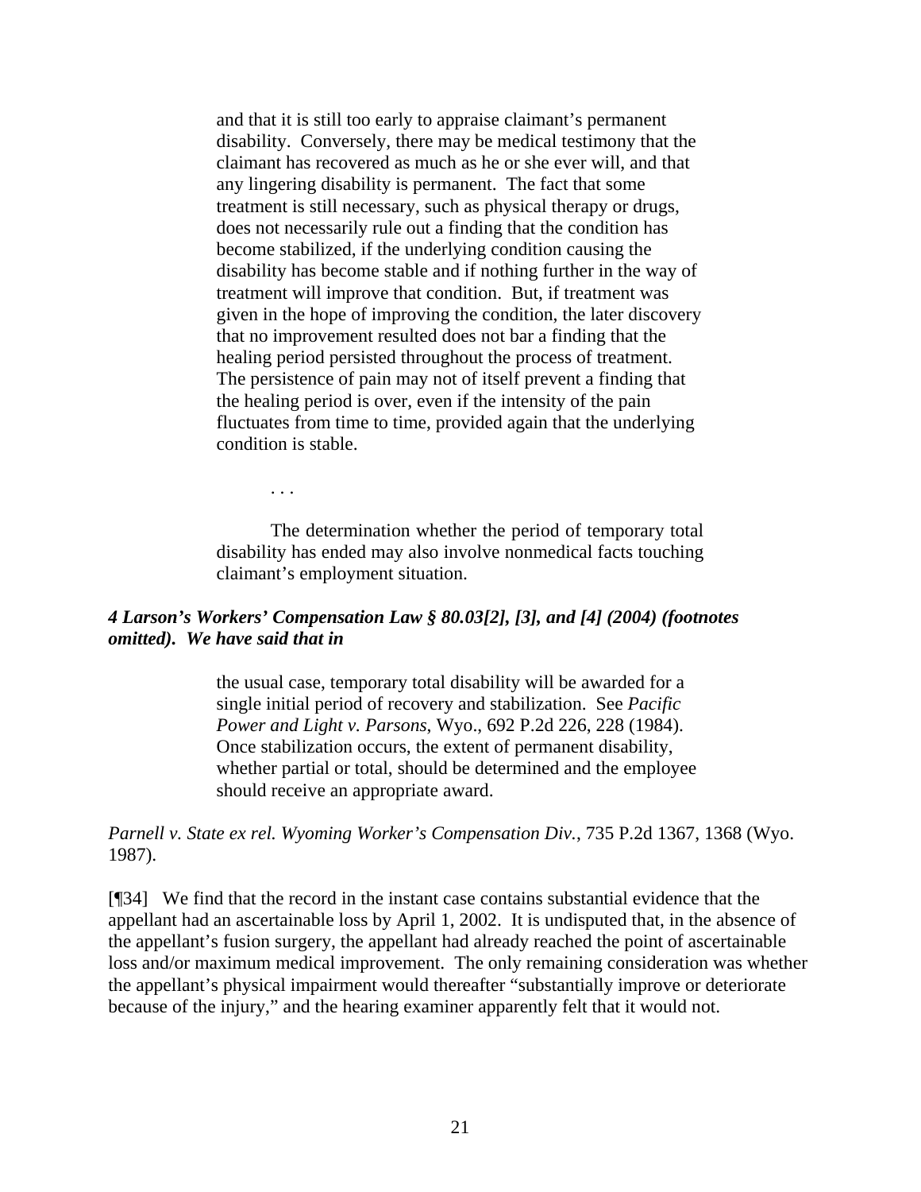> and that it is still too early to appraise claimant's permanent disability. Conversely, there may be medical testimony that the claimant has recovered as much as he or she ever will, and that any lingering disability is permanent. The fact that some treatment is still necessary, such as physical therapy or drugs, does not necessarily rule out a finding that the condition has become stabilized, if the underlying condition causing the disability has become stable and if nothing further in the way of treatment will improve that condition. But, if treatment was given in the hope of improving the condition, the later discovery that no improvement resulted does not bar a finding that the healing period persisted throughout the process of treatment. The persistence of pain may not of itself prevent a finding that the healing period is over, even if the intensity of the pain fluctuates from time to time, provided again that the underlying condition is stable.
>
> . . .
>
> The determination whether the period of temporary total disability has ended may also involve nonmedical facts touching claimant's employment situation.

***4 Larson's Workers' Compensation Law § 80.03[2], [3], and [4] (2004) (footnotes omitted). We have said that in***

> the usual case, temporary total disability will be awarded for a single initial period of recovery and stabilization. See *Pacific Power and Light v. Parsons*, Wyo., 692 P.2d 226, 228 (1984). Once stabilization occurs, the extent of permanent disability, whether partial or total, should be determined and the employee should receive an appropriate award.

*Parnell v. State ex rel. Wyoming Worker's Compensation Div.*, 735 P.2d 1367, 1368 (Wyo. 1987).

[¶34] We find that the record in the instant case contains substantial evidence that the appellant had an ascertainable loss by April 1, 2002. It is undisputed that, in the absence of the appellant's fusion surgery, the appellant had already reached the point of ascertainable loss and/or maximum medical improvement. The only remaining consideration was whether the appellant's physical impairment would thereafter "substantially improve or deteriorate because of the injury," and the hearing examiner apparently felt that it would not.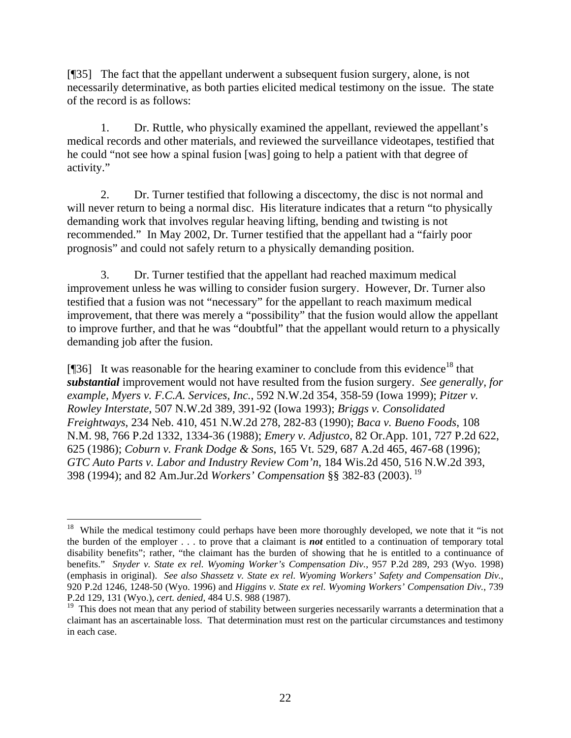[¶35] The fact that the appellant underwent a subsequent fusion surgery, alone, is not necessarily determinative, as both parties elicited medical testimony on the issue. The state of the record is as follows:

1. Dr. Ruttle, who physically examined the appellant, reviewed the appellant's medical records and other materials, and reviewed the surveillance videotapes, testified that he could "not see how a spinal fusion [was] going to help a patient with that degree of activity."

2. Dr. Turner testified that following a discectomy, the disc is not normal and will never return to being a normal disc. His literature indicates that a return "to physically demanding work that involves regular heaving lifting, bending and twisting is not recommended." In May 2002, Dr. Turner testified that the appellant had a "fairly poor prognosis" and could not safely return to a physically demanding position.

3. Dr. Turner testified that the appellant had reached maximum medical improvement unless he was willing to consider fusion surgery. However, Dr. Turner also testified that a fusion was not "necessary" for the appellant to reach maximum medical improvement, that there was merely a "possibility" that the fusion would allow the appellant to improve further, and that he was "doubtful" that the appellant would return to a physically demanding job after the fusion.

[¶36] It was reasonable for the hearing examiner to conclude from this evidence[18] that ***substantial*** improvement would not have resulted from the fusion surgery. *See generally, for example, Myers v. F.C.A. Services, Inc.*, 592 N.W.2d 354, 358-59 (Iowa 1999); *Pitzer v. Rowley Interstate*, 507 N.W.2d 389, 391-92 (Iowa 1993); *Briggs v. Consolidated Freightways*, 234 Neb. 410, 451 N.W.2d 278, 282-83 (1990); *Baca v. Bueno Foods*, 108 N.M. 98, 766 P.2d 1332, 1334-36 (1988); *Emery v. Adjustco*, 82 Or.App. 101, 727 P.2d 622, 625 (1986); *Coburn v. Frank Dodge & Sons*, 165 Vt. 529, 687 A.2d 465, 467-68 (1996); *GTC Auto Parts v. Labor and Industry Review Com'n*, 184 Wis.2d 450, 516 N.W.2d 393, 398 (1994); and 82 Am.Jur.2d *Workers' Compensation* §§ 382-83 (2003).[19]

---

[18] While the medical testimony could perhaps have been more thoroughly developed, we note that it "is not the burden of the employer . . . to prove that a claimant is ***not*** entitled to a continuation of temporary total disability benefits"; rather, "the claimant has the burden of showing that he is entitled to a continuance of benefits." *Snyder v. State ex rel. Wyoming Worker's Compensation Div.*, 957 P.2d 289, 293 (Wyo. 1998) (emphasis in original). *See also Shassetz v. State ex rel. Wyoming Workers' Safety and Compensation Div.*, 920 P.2d 1246, 1248-50 (Wyo. 1996) and *Higgins v. State ex rel. Wyoming Workers' Compensation Div.*, 739 P.2d 129, 131 (Wyo.), *cert. denied*, 484 U.S. 988 (1987).

[19] This does not mean that any period of stability between surgeries necessarily warrants a determination that a claimant has an ascertainable loss. That determination must rest on the particular circumstances and testimony in each case.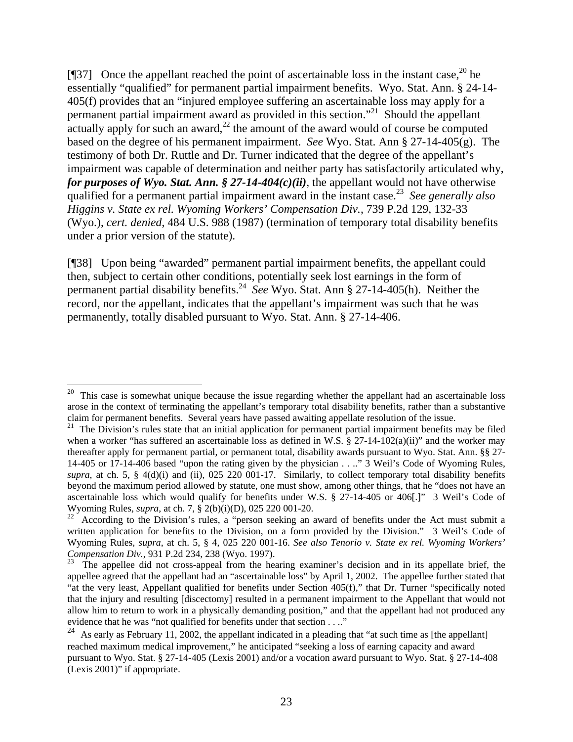[¶37] Once the appellant reached the point of ascertainable loss in the instant case,[20] he essentially "qualified" for permanent partial impairment benefits. Wyo. Stat. Ann. § 24-14-405(f) provides that an "injured employee suffering an ascertainable loss may apply for a permanent partial impairment award as provided in this section."[21] Should the appellant actually apply for such an award,[22] the amount of the award would of course be computed based on the degree of his permanent impairment. *See* Wyo. Stat. Ann § 27-14-405(g). The testimony of both Dr. Ruttle and Dr. Turner indicated that the degree of the appellant's impairment was capable of determination and neither party has satisfactorily articulated why, ***for purposes of Wyo. Stat. Ann. § 27-14-404(c)(ii)***, the appellant would not have otherwise qualified for a permanent partial impairment award in the instant case.[23] *See generally also Higgins v. State ex rel. Wyoming Workers' Compensation Div.*, 739 P.2d 129, 132-33 (Wyo.), *cert. denied*, 484 U.S. 988 (1987) (termination of temporary total disability benefits under a prior version of the statute).

[¶38] Upon being "awarded" permanent partial impairment benefits, the appellant could then, subject to certain other conditions, potentially seek lost earnings in the form of permanent partial disability benefits.[24] *See* Wyo. Stat. Ann § 27-14-405(h). Neither the record, nor the appellant, indicates that the appellant's impairment was such that he was permanently, totally disabled pursuant to Wyo. Stat. Ann. § 27-14-406.

---

[20] This case is somewhat unique because the issue regarding whether the appellant had an ascertainable loss arose in the context of terminating the appellant's temporary total disability benefits, rather than a substantive claim for permanent benefits. Several years have passed awaiting appellate resolution of the issue.

[21] The Division's rules state that an initial application for permanent partial impairment benefits may be filed when a worker "has suffered an ascertainable loss as defined in W.S. § 27-14-102(a)(ii)" and the worker may thereafter apply for permanent partial, or permanent total, disability awards pursuant to Wyo. Stat. Ann. §§ 27-14-405 or 17-14-406 based "upon the rating given by the physician . . .." 3 Weil's Code of Wyoming Rules, *supra*, at ch. 5, § 4(d)(i) and (ii), 025 220 001-17. Similarly, to collect temporary total disability benefits beyond the maximum period allowed by statute, one must show, among other things, that he "does not have an ascertainable loss which would qualify for benefits under W.S. § 27-14-405 or 406[.]" 3 Weil's Code of Wyoming Rules, *supra*, at ch. 7, § 2(b)(i)(D), 025 220 001-20.

[22] According to the Division's rules, a "person seeking an award of benefits under the Act must submit a written application for benefits to the Division, on a form provided by the Division." 3 Weil's Code of Wyoming Rules, *supra*, at ch. 5, § 4, 025 220 001-16. *See also Tenorio v. State ex rel. Wyoming Workers' Compensation Div.*, 931 P.2d 234, 238 (Wyo. 1997).

[23] The appellee did not cross-appeal from the hearing examiner's decision and in its appellate brief, the appellee agreed that the appellant had an "ascertainable loss" by April 1, 2002. The appellee further stated that "at the very least, Appellant qualified for benefits under Section 405(f)," that Dr. Turner "specifically noted that the injury and resulting [discectomy] resulted in a permanent impairment to the Appellant that would not allow him to return to work in a physically demanding position," and that the appellant had not produced any evidence that he was "not qualified for benefits under that section . . .."

[24] As early as February 11, 2002, the appellant indicated in a pleading that "at such time as [the appellant] reached maximum medical improvement," he anticipated "seeking a loss of earning capacity and award pursuant to Wyo. Stat. § 27-14-405 (Lexis 2001) and/or a vocation award pursuant to Wyo. Stat. § 27-14-408 (Lexis 2001)" if appropriate.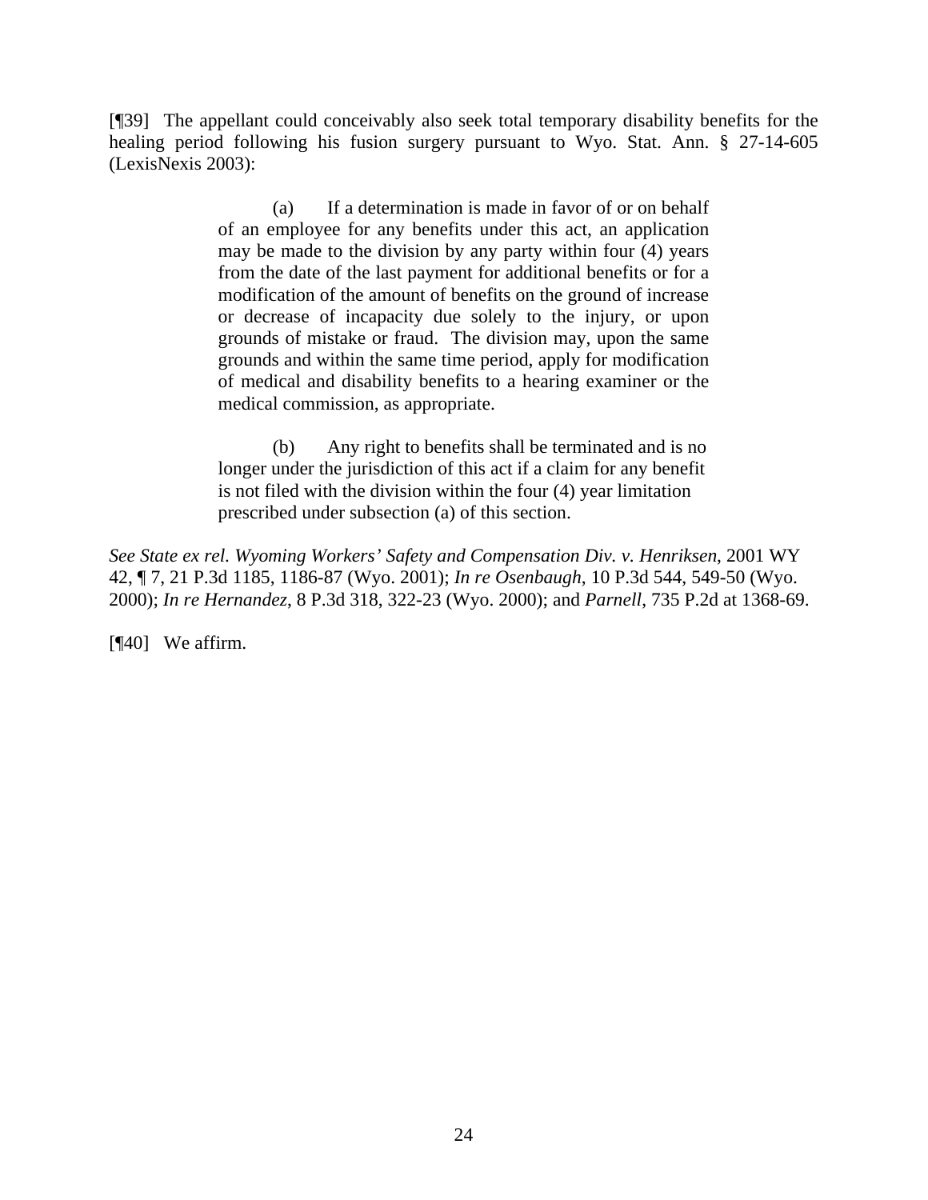[¶39] The appellant could conceivably also seek total temporary disability benefits for the healing period following his fusion surgery pursuant to Wyo. Stat. Ann. § 27-14-605 (LexisNexis 2003):

> (a) If a determination is made in favor of or on behalf of an employee for any benefits under this act, an application may be made to the division by any party within four (4) years from the date of the last payment for additional benefits or for a modification of the amount of benefits on the ground of increase or decrease of incapacity due solely to the injury, or upon grounds of mistake or fraud. The division may, upon the same grounds and within the same time period, apply for modification of medical and disability benefits to a hearing examiner or the medical commission, as appropriate.
>
> (b) Any right to benefits shall be terminated and is no longer under the jurisdiction of this act if a claim for any benefit is not filed with the division within the four (4) year limitation prescribed under subsection (a) of this section.

*See State ex rel. Wyoming Workers' Safety and Compensation Div. v. Henriksen*, 2001 WY 42, ¶ 7, 21 P.3d 1185, 1186-87 (Wyo. 2001); *In re Osenbaugh*, 10 P.3d 544, 549-50 (Wyo. 2000); *In re Hernandez*, 8 P.3d 318, 322-23 (Wyo. 2000); and *Parnell*, 735 P.2d at 1368-69.

[¶40] We affirm.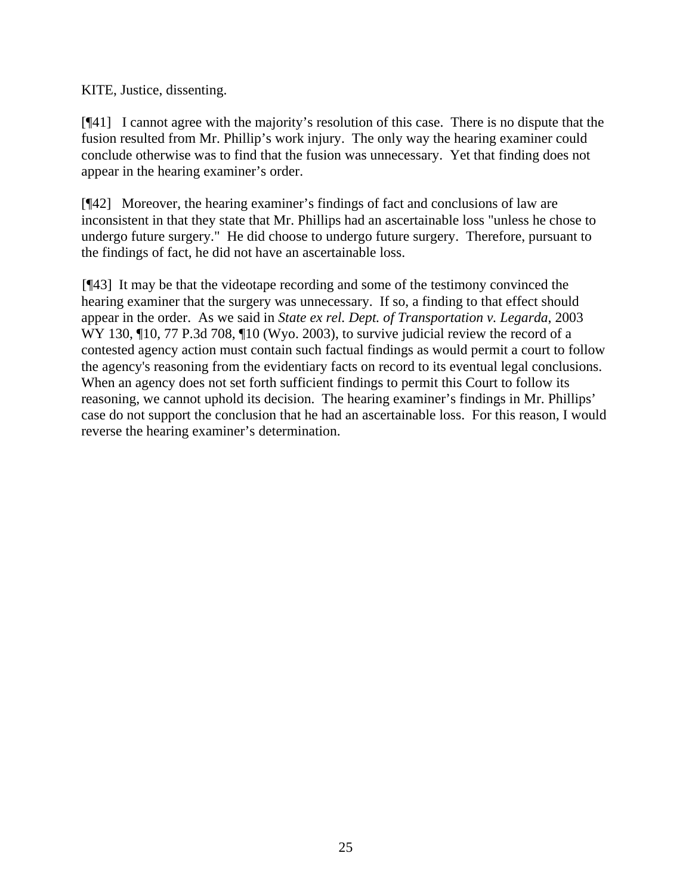KITE, Justice, dissenting.

[¶41] I cannot agree with the majority's resolution of this case. There is no dispute that the fusion resulted from Mr. Phillip's work injury. The only way the hearing examiner could conclude otherwise was to find that the fusion was unnecessary. Yet that finding does not appear in the hearing examiner's order.

[¶42] Moreover, the hearing examiner's findings of fact and conclusions of law are inconsistent in that they state that Mr. Phillips had an ascertainable loss "unless he chose to undergo future surgery." He did choose to undergo future surgery. Therefore, pursuant to the findings of fact, he did not have an ascertainable loss.

[¶43] It may be that the videotape recording and some of the testimony convinced the hearing examiner that the surgery was unnecessary. If so, a finding to that effect should appear in the order. As we said in *State ex rel. Dept. of Transportation v. Legarda*, 2003 WY 130, ¶10, 77 P.3d 708, ¶10 (Wyo. 2003), to survive judicial review the record of a contested agency action must contain such factual findings as would permit a court to follow the agency's reasoning from the evidentiary facts on record to its eventual legal conclusions. When an agency does not set forth sufficient findings to permit this Court to follow its reasoning, we cannot uphold its decision. The hearing examiner's findings in Mr. Phillips' case do not support the conclusion that he had an ascertainable loss. For this reason, I would reverse the hearing examiner's determination.